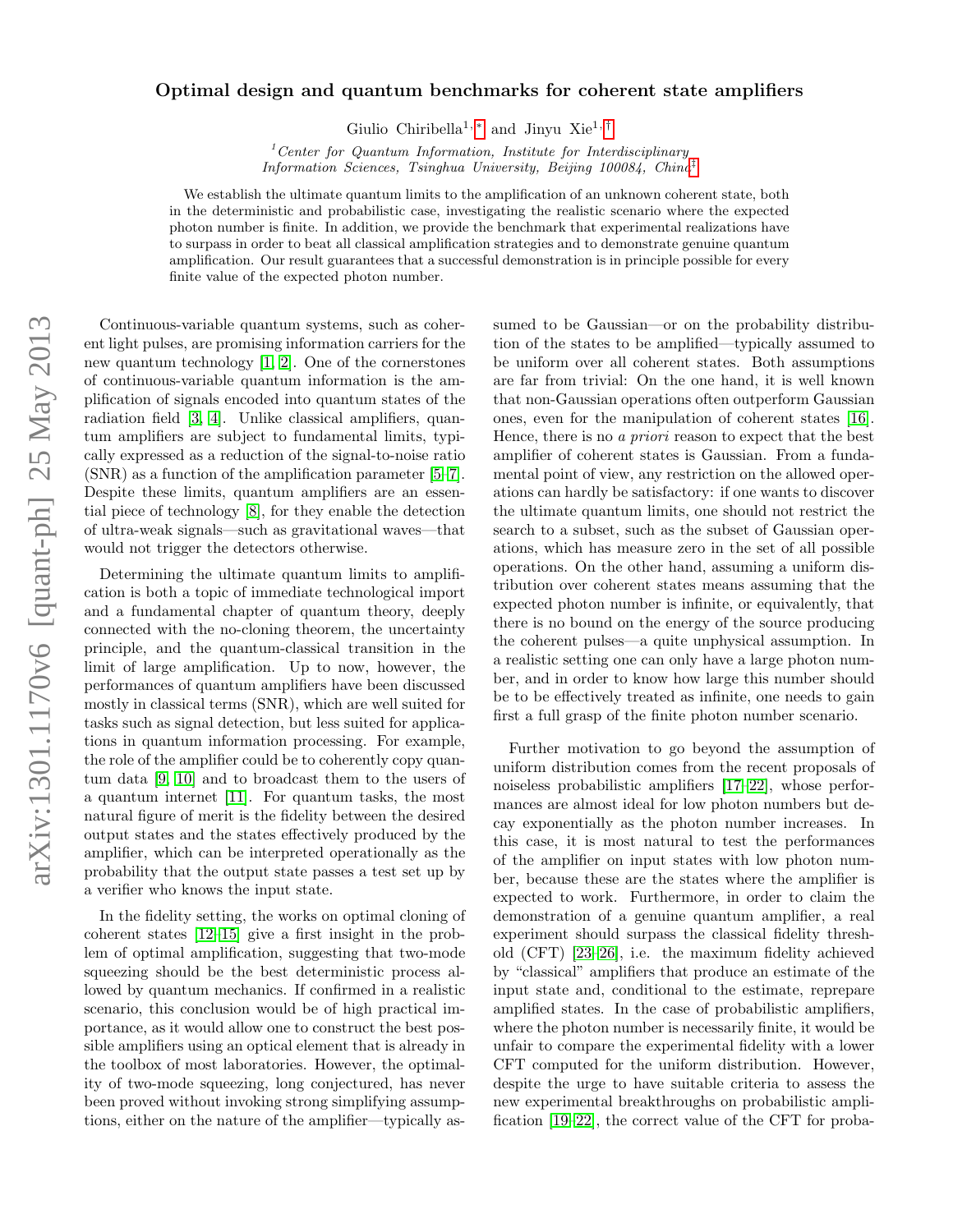# Optimal design and quantum benchmarks for coherent state amplifiers

Giulio Chiribella[1,*] and Jinyu Xie[1,†]

[1] *Center for Quantum Information, Institute for Interdisciplinary Information Sciences, Tsinghua University, Beijing 100084, China*[‡]

We establish the ultimate quantum limits to the amplification of an unknown coherent state, both in the deterministic and probabilistic case, investigating the realistic scenario where the expected photon number is finite. In addition, we provide the benchmark that experimental realizations have to surpass in order to beat all classical amplification strategies and to demonstrate genuine quantum amplification. Our result guarantees that a successful demonstration is in principle possible for every finite value of the expected photon number.

Continuous-variable quantum systems, such as coherent light pulses, are promising information carriers for the new quantum technology [1, 2]. One of the cornerstones of continuous-variable quantum information is the amplification of signals encoded into quantum states of the radiation field [3, 4]. Unlike classical amplifiers, quantum amplifiers are subject to fundamental limits, typically expressed as a reduction of the signal-to-noise ratio (SNR) as a function of the amplification parameter [5–7]. Despite these limits, quantum amplifiers are an essential piece of technology [8], for they enable the detection of ultra-weak signals—such as gravitational waves—that would not trigger the detectors otherwise.

Determining the ultimate quantum limits to amplification is both a topic of immediate technological import and a fundamental chapter of quantum theory, deeply connected with the no-cloning theorem, the uncertainty principle, and the quantum-classical transition in the limit of large amplification. Up to now, however, the performances of quantum amplifiers have been discussed mostly in classical terms (SNR), which are well suited for tasks such as signal detection, but less suited for applications in quantum information processing. For example, the role of the amplifier could be to coherently copy quantum data [9, 10] and to broadcast them to the users of a quantum internet [11]. For quantum tasks, the most natural figure of merit is the fidelity between the desired output states and the states effectively produced by the amplifier, which can be interpreted operationally as the probability that the output state passes a test set up by a verifier who knows the input state.

In the fidelity setting, the works on optimal cloning of coherent states [12–15] give a first insight in the problem of optimal amplification, suggesting that two-mode squeezing should be the best deterministic process allowed by quantum mechanics. If confirmed in a realistic scenario, this conclusion would be of high practical importance, as it would allow one to construct the best possible amplifiers using an optical element that is already in the toolbox of most laboratories. However, the optimality of two-mode squeezing, long conjectured, has never been proved without invoking strong simplifying assumptions, either on the nature of the amplifier—typically assumed to be Gaussian—or on the probability distribution of the states to be amplified—typically assumed to be uniform over all coherent states. Both assumptions are far from trivial: On the one hand, it is well known that non-Gaussian operations often outperform Gaussian ones, even for the manipulation of coherent states [16]. Hence, there is no *a priori* reason to expect that the best amplifier of coherent states is Gaussian. From a fundamental point of view, any restriction on the allowed operations can hardly be satisfactory: if one wants to discover the ultimate quantum limits, one should not restrict the search to a subset, such as the subset of Gaussian operations, which has measure zero in the set of all possible operations. On the other hand, assuming a uniform distribution over coherent states means assuming that the expected photon number is infinite, or equivalently, that there is no bound on the energy of the source producing the coherent pulses—a quite unphysical assumption. In a realistic setting one can only have a large photon number, and in order to know how large this number should be to be effectively treated as infinite, one needs to gain first a full grasp of the finite photon number scenario.

Further motivation to go beyond the assumption of uniform distribution comes from the recent proposals of noiseless probabilistic amplifiers [17–22], whose performances are almost ideal for low photon numbers but decay exponentially as the photon number increases. In this case, it is most natural to test the performances of the amplifier on input states with low photon number, because these are the states where the amplifier is expected to work. Furthermore, in order to claim the demonstration of a genuine quantum amplifier, a real experiment should surpass the classical fidelity threshold (CFT) [23–26], i.e. the maximum fidelity achieved by "classical" amplifiers that produce an estimate of the input state and, conditional to the estimate, reprepare amplified states. In the case of probabilistic amplifiers, where the photon number is necessarily finite, it would be unfair to compare the experimental fidelity with a lower CFT computed for the uniform distribution. However, despite the urge to have suitable criteria to assess the new experimental breakthroughs on probabilistic amplification [19–22], the correct value of the CFT for proba-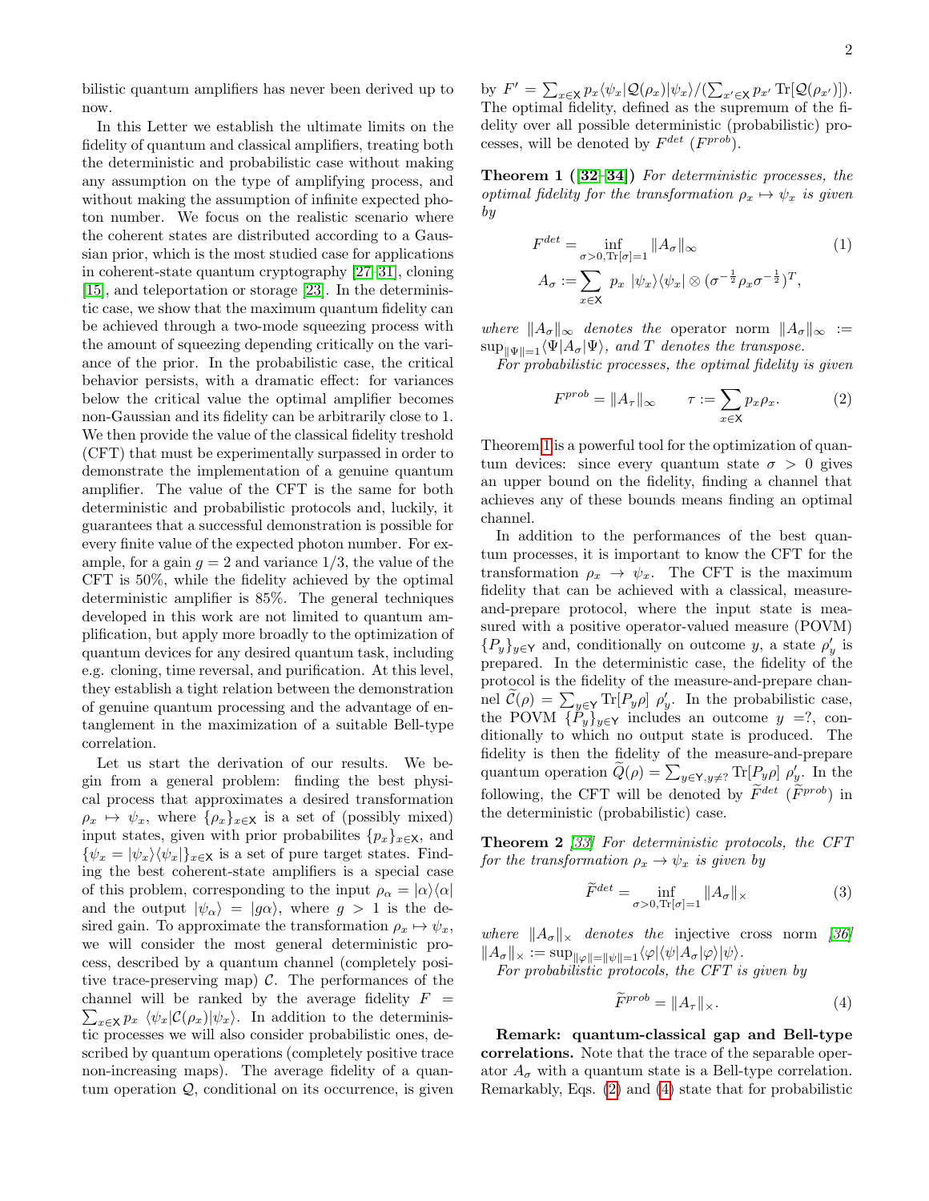bilistic quantum amplifiers has never been derived up to now.

In this Letter we establish the ultimate limits on the fidelity of quantum and classical amplifiers, treating both the deterministic and probabilistic case without making any assumption on the type of amplifying process, and without making the assumption of infinite expected photon number. We focus on the realistic scenario where the coherent states are distributed according to a Gaussian prior, which is the most studied case for applications in coherent-state quantum cryptography [27–31], cloning [15], and teleportation or storage [23]. In the deterministic case, we show that the maximum quantum fidelity can be achieved through a two-mode squeezing process with the amount of squeezing depending critically on the variance of the prior. In the probabilistic case, the critical behavior persists, with a dramatic effect: for variances below the critical value the optimal amplifier becomes non-Gaussian and its fidelity can be arbitrarily close to 1. We then provide the value of the classical fidelity treshold (CFT) that must be experimentally surpassed in order to demonstrate the implementation of a genuine quantum amplifier. The value of the CFT is the same for both deterministic and probabilistic protocols and, luckily, it guarantees that a successful demonstration is possible for every finite value of the expected photon number. For example, for a gain $g = 2$ and variance $1/3$, the value of the CFT is 50%, while the fidelity achieved by the optimal deterministic amplifier is 85%. The general techniques developed in this work are not limited to quantum amplification, but apply more broadly to the optimization of quantum devices for any desired quantum task, including e.g. cloning, time reversal, and purification. At this level, they establish a tight relation between the demonstration of genuine quantum processing and the advantage of entanglement in the maximization of a suitable Bell-type correlation.

Let us start the derivation of our results. We begin from a general problem: finding the best physical process that approximates a desired transformation $\rho_x \mapsto \psi_x$, where $\{\rho_x\}_{x\in\mathsf{X}}$ is a set of (possibly mixed) input states, given with prior probabilites $\{p_x\}_{x\in\mathsf{X}}$, and $\{\psi_x = |\psi_x\rangle\langle\psi_x|\}_{x\in\mathsf{X}}$ is a set of pure target states. Finding the best coherent-state amplifiers is a special case of this problem, corresponding to the input $\rho_\alpha = |\alpha\rangle\langle\alpha|$ and the output $|\psi_\alpha\rangle = |g\alpha\rangle$, where $g > 1$ is the desired gain. To approximate the transformation $\rho_x \mapsto \psi_x$, we will consider the most general deterministic process, described by a quantum channel (completely positive trace-preserving map) $\mathcal{C}$. The performances of the channel will be ranked by the average fidelity $F = \sum_{x\in\mathsf{X}} p_x \ \langle\psi_x|\mathcal{C}(\rho_x)|\psi_x\rangle$. In addition to the deterministic processes we will also consider probabilistic ones, described by quantum operations (completely positive trace non-increasing maps). The average fidelity of a quantum operation $\mathcal{Q}$, conditional on its occurrence, is given by $F' = \sum_{x\in\mathsf{X}} p_x\langle\psi_x|\mathcal{Q}(\rho_x)|\psi_x\rangle/(\sum_{x'\in\mathsf{X}} p_{x'} \operatorname{Tr}[\mathcal{Q}(\rho_{x'})])$. The optimal fidelity, defined as the supremum of the fidelity over all possible deterministic (probabilistic) processes, will be denoted by $F^{det}$ ($F^{prob}$).

**Theorem 1 ([32–34])** *For deterministic processes, the optimal fidelity for the transformation $\rho_x \mapsto \psi_x$ is given by*

$$F^{det} = \inf_{\sigma>0, \operatorname{Tr}[\sigma]=1} \|A_\sigma\|_\infty \tag{1}$$
$$A_\sigma := \sum_{x\in\mathsf{X}} \ p_x \ |\psi_x\rangle\langle\psi_x| \otimes (\sigma^{-\frac{1}{2}}\rho_x\sigma^{-\frac{1}{2}})^T,$$

*where $\|A_\sigma\|_\infty$ denotes the* operator norm *$\|A_\sigma\|_\infty := \sup_{\|\Psi\|=1}\langle\Psi|A_\sigma|\Psi\rangle$, and $T$ denotes the transpose.*

*For probabilistic processes, the optimal fidelity is given*

$$F^{prob} = \|A_\tau\|_\infty \qquad \tau := \sum_{x\in\mathsf{X}} p_x\rho_x. \tag{2}$$

Theorem 1 is a powerful tool for the optimization of quantum devices: since every quantum state $\sigma > 0$ gives an upper bound on the fidelity, finding a channel that achieves any of these bounds means finding an optimal channel.

In addition to the performances of the best quantum processes, it is important to know the CFT for the transformation $\rho_x \to \psi_x$. The CFT is the maximum fidelity that can be achieved with a classical, measure-and-prepare protocol, where the input state is measured with a positive operator-valued measure (POVM) $\{P_y\}_{y\in\mathsf{Y}}$ and, conditionally on outcome $y$, a state $\rho'_y$ is prepared. In the deterministic case, the fidelity of the protocol is the fidelity of the measure-and-prepare channel $\widetilde{\mathcal{C}}(\rho) = \sum_{y\in\mathsf{Y}} \operatorname{Tr}[P_y\rho] \ \rho'_y$. In the probabilistic case, the POVM $\{P_y\}_{y\in\mathsf{Y}}$ includes an outcome $y = ?$, conditionally to which no output state is produced. The fidelity is then the fidelity of the measure-and-prepare quantum operation $\widetilde{Q}(\rho) = \sum_{y\in\mathsf{Y}, y\neq ?} \operatorname{Tr}[P_y\rho] \ \rho'_y$. In the following, the CFT will be denoted by $\widetilde{F}^{det}$ ($\widetilde{F}^{prob}$) in the deterministic (probabilistic) case.

**Theorem 2** *[33] For deterministic protocols, the CFT for the transformation $\rho_x \to \psi_x$ is given by*

$$\widetilde{F}^{det} = \inf_{\sigma>0, \operatorname{Tr}[\sigma]=1} \|A_\sigma\|_\times \tag{3}$$

*where $\|A_\sigma\|_\times$ denotes the* injective cross norm *[36] $\|A_\sigma\|_\times := \sup_{\|\varphi\|=\|\psi\|=1}\langle\varphi|\langle\psi|A_\sigma|\varphi\rangle|\psi\rangle$.*

*For probabilistic protocols, the CFT is given by*

$$\widetilde{F}^{prob} = \|A_\tau\|_\times. \tag{4}$$

**Remark: quantum-classical gap and Bell-type correlations.** Note that the trace of the separable operator $A_\sigma$ with a quantum state is a Bell-type correlation. Remarkably, Eqs. (2) and (4) state that for probabilistic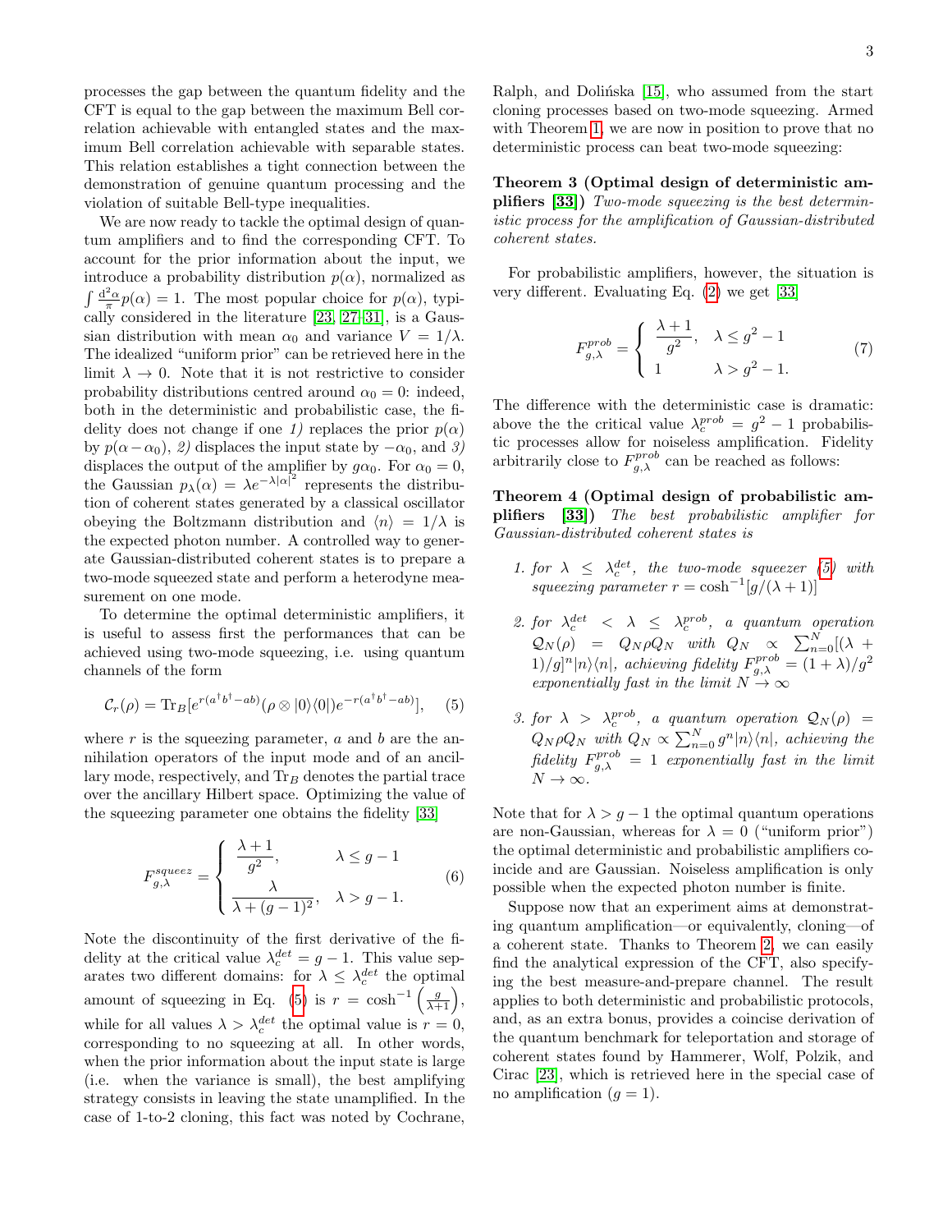processes the gap between the quantum fidelity and the CFT is equal to the gap between the maximum Bell correlation achievable with entangled states and the maximum Bell correlation achievable with separable states. This relation establishes a tight connection between the demonstration of genuine quantum processing and the violation of suitable Bell-type inequalities.

We are now ready to tackle the optimal design of quantum amplifiers and to find the corresponding CFT. To account for the prior information about the input, we introduce a probability distribution $p(\alpha)$, normalized as $\int \frac{d^2\alpha}{\pi} p(\alpha) = 1$. The most popular choice for $p(\alpha)$, typically considered in the literature [23, 27–31], is a Gaussian distribution with mean $\alpha_0$ and variance $V = 1/\lambda$. The idealized "uniform prior" can be retrieved here in the limit $\lambda \to 0$. Note that it is not restrictive to consider probability distributions centred around $\alpha_0 = 0$: indeed, both in the deterministic and probabilistic case, the fidelity does not change if one *1)* replaces the prior $p(\alpha)$ by $p(\alpha - \alpha_0)$, *2)* displaces the input state by $-\alpha_0$, and *3)* displaces the output of the amplifier by $g\alpha_0$. For $\alpha_0 = 0$, the Gaussian $p_\lambda(\alpha) = \lambda e^{-\lambda|\alpha|^2}$ represents the distribution of coherent states generated by a classical oscillator obeying the Boltzmann distribution and $\langle n \rangle = 1/\lambda$ is the expected photon number. A controlled way to generate Gaussian-distributed coherent states is to prepare a two-mode squeezed state and perform a heterodyne measurement on one mode.

To determine the optimal deterministic amplifiers, it is useful to assess first the performances that can be achieved using two-mode squeezing, i.e. using quantum channels of the form

$$\mathcal{C}_r(\rho) = \mathrm{Tr}_B[e^{r(a^\dagger b^\dagger - ab)}(\rho \otimes |0\rangle\langle 0|)e^{-r(a^\dagger b^\dagger - ab)}], \quad (5)$$

where $r$ is the squeezing parameter, $a$ and $b$ are the annihilation operators of the input mode and of an ancillary mode, respectively, and $\mathrm{Tr}_B$ denotes the partial trace over the ancillary Hilbert space. Optimizing the value of the squeezing parameter one obtains the fidelity [33]

$$F^{squeez}_{g,\lambda} = \begin{cases} \dfrac{\lambda+1}{g^2}, & \lambda \le g-1 \\ \dfrac{\lambda}{\lambda + (g-1)^2}, & \lambda > g-1. \end{cases} \quad (6)$$

Note the discontinuity of the first derivative of the fidelity at the critical value $\lambda^{det}_c = g - 1$. This value separates two different domains: for $\lambda \le \lambda^{det}_c$ the optimal amount of squeezing in Eq. (5) is $r = \cosh^{-1}\left(\frac{g}{\lambda+1}\right)$, while for all values $\lambda > \lambda^{det}_c$ the optimal value is $r = 0$, corresponding to no squeezing at all. In other words, when the prior information about the input state is large (i.e. when the variance is small), the best amplifying strategy consists in leaving the state unamplified. In the case of 1-to-2 cloning, this fact was noted by Cochrane, Ralph, and Dolińska [15], who assumed from the start cloning processes based on two-mode squeezing. Armed with Theorem 1, we are now in position to prove that no deterministic process can beat two-mode squeezing:

**Theorem 3 (Optimal design of deterministic amplifiers [33])** *Two-mode squeezing is the best deterministic process for the amplification of Gaussian-distributed coherent states.*

For probabilistic amplifiers, however, the situation is very different. Evaluating Eq. (2) we get [33]

$$F^{prob}_{g,\lambda} = \begin{cases} \dfrac{\lambda+1}{g^2}, & \lambda \le g^2 - 1 \\ 1 & \lambda > g^2 - 1. \end{cases} \quad (7)$$

The difference with the deterministic case is dramatic: above the the critical value $\lambda^{prob}_c = g^2 - 1$ probabilistic processes allow for noiseless amplification. Fidelity arbitrarily close to $F^{prob}_{g,\lambda}$ can be reached as follows:

**Theorem 4 (Optimal design of probabilistic amplifiers [33])** *The best probabilistic amplifier for Gaussian-distributed coherent states is*

1. *for $\lambda \le \lambda^{det}_c$, the two-mode squeezer (5) with squeezing parameter $r = \cosh^{-1}[g/(\lambda+1)]$*
2. *for $\lambda^{det}_c < \lambda \le \lambda^{prob}_c$, a quantum operation $\mathcal{Q}_N(\rho) = Q_N \rho Q_N$ with $Q_N \propto \sum_{n=0}^N [(\lambda+1)/g]^n |n\rangle\langle n|$, achieving fidelity $F^{prob}_{g,\lambda} = (1+\lambda)/g^2$ exponentially fast in the limit $N \to \infty$*
3. *for $\lambda > \lambda^{prob}_c$, a quantum operation $\mathcal{Q}_N(\rho) = Q_N \rho Q_N$ with $Q_N \propto \sum_{n=0}^N g^n |n\rangle\langle n|$, achieving the fidelity $F^{prob}_{g,\lambda} = 1$ exponentially fast in the limit $N \to \infty$.*

Note that for $\lambda > g - 1$ the optimal quantum operations are non-Gaussian, whereas for $\lambda = 0$ ("uniform prior") the optimal deterministic and probabilistic amplifiers coincide and are Gaussian. Noiseless amplification is only possible when the expected photon number is finite.

Suppose now that an experiment aims at demonstrating quantum amplification—or equivalently, cloning—of a coherent state. Thanks to Theorem 2, we can easily find the analytical expression of the CFT, also specifying the best measure-and-prepare channel. The result applies to both deterministic and probabilistic protocols, and, as an extra bonus, provides a coincise derivation of the quantum benchmark for teleportation and storage of coherent states found by Hammerer, Wolf, Polzik, and Cirac [23], which is retrieved here in the special case of no amplification ($g = 1$).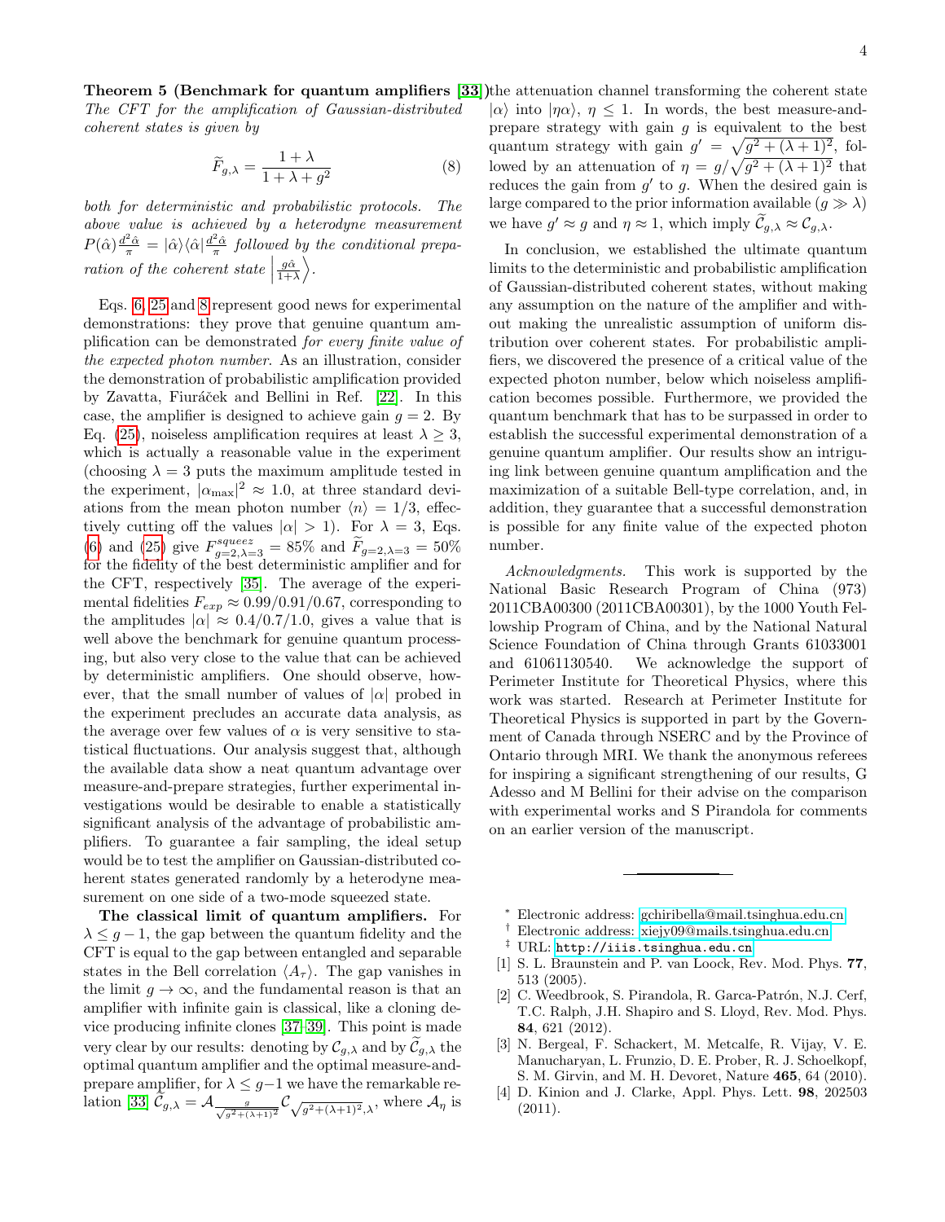**Theorem 5 (Benchmark for quantum amplifiers [33])** *The CFT for the amplification of Gaussian-distributed coherent states is given by*

$$\widetilde{F}_{g,\lambda} = \frac{1+\lambda}{1+\lambda+g^2} \tag{8}$$

*both for deterministic and probabilistic protocols. The above value is achieved by a heterodyne measurement* $P(\hat{\alpha})\frac{d^2\hat{\alpha}}{\pi} = |\hat{\alpha}\rangle\langle\hat{\alpha}|\frac{d^2\hat{\alpha}}{\pi}$ *followed by the conditional preparation of the coherent state* $\left|\frac{g\hat{\alpha}}{1+\lambda}\right\rangle$.

Eqs. 6, 25 and 8 represent good news for experimental demonstrations: they prove that genuine quantum amplification can be demonstrated *for every finite value of the expected photon number.* As an illustration, consider the demonstration of probabilistic amplification provided by Zavatta, Fiurášek and Bellini in Ref. [22]. In this case, the amplifier is designed to achieve gain $g = 2$. By Eq. (25), noiseless amplification requires at least $\lambda \geq 3$, which is actually a reasonable value in the experiment (choosing $\lambda = 3$ puts the maximum amplitude tested in the experiment, $|\alpha_{\max}|^2 \approx 1.0$, at three standard deviations from the mean photon number $\langle n\rangle = 1/3$, effectively cutting off the values $|\alpha| > 1$). For $\lambda = 3$, Eqs. (6) and (25) give $F^{squeez}_{g=2,\lambda=3} = 85\%$ and $\widetilde{F}_{g=2,\lambda=3} = 50\%$ for the fidelity of the best deterministic amplifier and for the CFT, respectively [35]. The average of the experimental fidelities $F_{exp} \approx 0.99/0.91/0.67$, corresponding to the amplitudes $|\alpha| \approx 0.4/0.7/1.0$, gives a value that is well above the benchmark for genuine quantum processing, but also very close to the value that can be achieved by deterministic amplifiers. One should observe, however, that the small number of values of $|\alpha|$ probed in the experiment precludes an accurate data analysis, as the average over few values of $\alpha$ is very sensitive to statistical fluctuations. Our analysis suggest that, although the available data show a neat quantum advantage over measure-and-prepare strategies, further experimental investigations would be desirable to enable a statistically significant analysis of the advantage of probabilistic amplifiers. To guarantee a fair sampling, the ideal setup would be to test the amplifier on Gaussian-distributed coherent states generated randomly by a heterodyne measurement on one side of a two-mode squeezed state.

**The classical limit of quantum amplifiers.** For $\lambda \leq g-1$, the gap between the quantum fidelity and the CFT is equal to the gap between entangled and separable states in the Bell correlation $\langle A_\tau\rangle$. The gap vanishes in the limit $g \to \infty$, and the fundamental reason is that an amplifier with infinite gain is classical, like a cloning device producing infinite clones [37–39]. This point is made very clear by our results: denoting by $\mathcal{C}_{g,\lambda}$ and by $\widetilde{\mathcal{C}}_{g,\lambda}$ the optimal quantum amplifier and the optimal measure-and-prepare amplifier, for $\lambda \leq g-1$ we have the remarkable relation [33] $\widetilde{\mathcal{C}}_{g,\lambda} = \mathcal{A}_{\frac{g}{\sqrt{g^2+(\lambda+1)^2}}}\mathcal{C}_{\sqrt{g^2+(\lambda+1)^2},\lambda}$, where $\mathcal{A}_\eta$ is the attenuation channel transforming the coherent state $|\alpha\rangle$ into $|\eta\alpha\rangle$, $\eta \leq 1$. In words, the best measure-and-prepare strategy with gain $g$ is equivalent to the best quantum strategy with gain $g' = \sqrt{g^2+(\lambda+1)^2}$, followed by an attenuation of $\eta = g/\sqrt{g^2+(\lambda+1)^2}$ that reduces the gain from $g'$ to $g$. When the desired gain is large compared to the prior information available ($g \gg \lambda$) we have $g' \approx g$ and $\eta \approx 1$, which imply $\widetilde{\mathcal{C}}_{g,\lambda} \approx \mathcal{C}_{g,\lambda}$.

In conclusion, we established the ultimate quantum limits to the deterministic and probabilistic amplification of Gaussian-distributed coherent states, without making any assumption on the nature of the amplifier and without making the unrealistic assumption of uniform distribution over coherent states. For probabilistic amplifiers, we discovered the presence of a critical value of the expected photon number, below which noiseless amplification becomes possible. Furthermore, we provided the quantum benchmark that has to be surpassed in order to establish the successful experimental demonstration of a genuine quantum amplifier. Our results show an intriguing link between genuine quantum amplification and the maximization of a suitable Bell-type correlation, and, in addition, they guarantee that a successful demonstration is possible for any finite value of the expected photon number.

*Acknowledgments.* This work is supported by the National Basic Research Program of China (973) 2011CBA00300 (2011CBA00301), by the 1000 Youth Fellowship Program of China, and by the National Natural Science Foundation of China through Grants 61033001 and 61061130540. We acknowledge the support of Perimeter Institute for Theoretical Physics, where this work was started. Research at Perimeter Institute for Theoretical Physics is supported in part by the Government of Canada through NSERC and by the Province of Ontario through MRI. We thank the anonymous referees for inspiring a significant strengthening of our results, G Adesso and M Bellini for their advise on the comparison with experimental works and S Pirandola for comments on an earlier version of the manuscript.

---

[*] Electronic address: gchiribella@mail.tsinghua.edu.cn
[†] Electronic address: xiejy09@mails.tsinghua.edu.cn
[‡] URL: http://iiis.tsinghua.edu.cn

[1] S. L. Braunstein and P. van Loock, Rev. Mod. Phys. **77**, 513 (2005).

[2] C. Weedbrook, S. Pirandola, R. Garca-Patrón, N.J. Cerf, T.C. Ralph, J.H. Shapiro and S. Lloyd, Rev. Mod. Phys. **84**, 621 (2012).

[3] N. Bergeal, F. Schackert, M. Metcalfe, R. Vijay, V. E. Manucharyan, L. Frunzio, D. E. Prober, R. J. Schoelkopf, S. M. Girvin, and M. H. Devoret, Nature **465**, 64 (2010).

[4] D. Kinion and J. Clarke, Appl. Phys. Lett. **98**, 202503 (2011).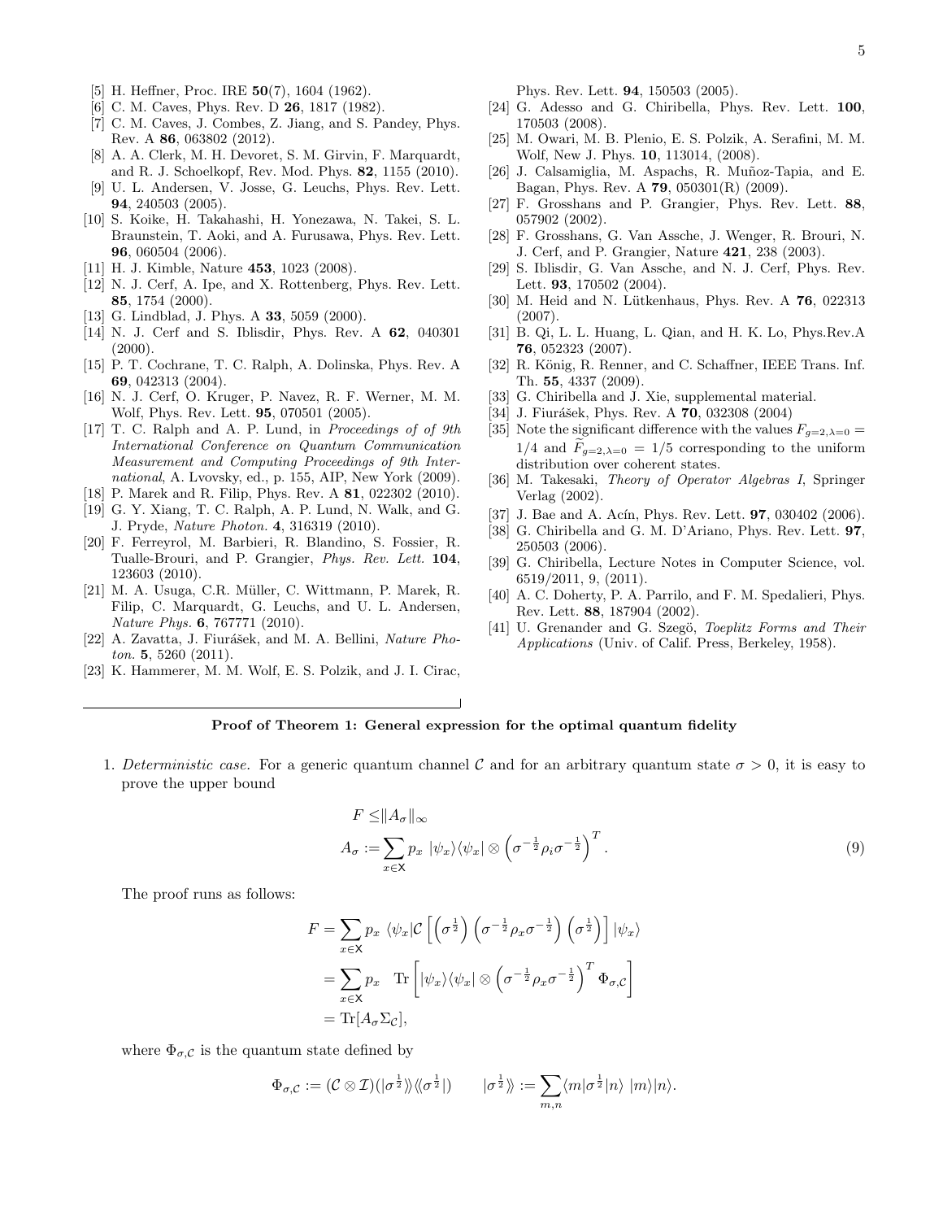- [5] H. Heffner, Proc. IRE **50**(7), 1604 (1962).
- [6] C. M. Caves, Phys. Rev. D **26**, 1817 (1982).
- [7] C. M. Caves, J. Combes, Z. Jiang, and S. Pandey, Phys. Rev. A **86**, 063802 (2012).
- [8] A. A. Clerk, M. H. Devoret, S. M. Girvin, F. Marquardt, and R. J. Schoelkopf, Rev. Mod. Phys. **82**, 1155 (2010).
- [9] U. L. Andersen, V. Josse, G. Leuchs, Phys. Rev. Lett. **94**, 240503 (2005).
- [10] S. Koike, H. Takahashi, H. Yonezawa, N. Takei, S. L. Braunstein, T. Aoki, and A. Furusawa, Phys. Rev. Lett. **96**, 060504 (2006).
- [11] H. J. Kimble, Nature **453**, 1023 (2008).
- [12] N. J. Cerf, A. Ipe, and X. Rottenberg, Phys. Rev. Lett. **85**, 1754 (2000).
- [13] G. Lindblad, J. Phys. A **33**, 5059 (2000).
- [14] N. J. Cerf and S. Iblisdir, Phys. Rev. A **62**, 040301 (2000).
- [15] P. T. Cochrane, T. C. Ralph, A. Dolinska, Phys. Rev. A **69**, 042313 (2004).
- [16] N. J. Cerf, O. Kruger, P. Navez, R. F. Werner, M. M. Wolf, Phys. Rev. Lett. **95**, 070501 (2005).
- [17] T. C. Ralph and A. P. Lund, in *Proceedings of of 9th International Conference on Quantum Communication Measurement and Computing Proceedings of 9th International*, A. Lvovsky, ed., p. 155, AIP, New York (2009).
- [18] P. Marek and R. Filip, Phys. Rev. A **81**, 022302 (2010).
- [19] G. Y. Xiang, T. C. Ralph, A. P. Lund, N. Walk, and G. J. Pryde, *Nature Photon.* **4**, 316319 (2010).
- [20] F. Ferreyrol, M. Barbieri, R. Blandino, S. Fossier, R. Tualle-Brouri, and P. Grangier, *Phys. Rev. Lett.* **104**, 123603 (2010).
- [21] M. A. Usuga, C.R. Müller, C. Wittmann, P. Marek, R. Filip, C. Marquardt, G. Leuchs, and U. L. Andersen, *Nature Phys.* **6**, 767771 (2010).
- [22] A. Zavatta, J. Fiurášek, and M. A. Bellini, *Nature Photon.* **5**, 5260 (2011).
- [23] K. Hammerer, M. M. Wolf, E. S. Polzik, and J. I. Cirac, Phys. Rev. Lett. **94**, 150503 (2005).
- [24] G. Adesso and G. Chiribella, Phys. Rev. Lett. **100**, 170503 (2008).
- [25] M. Owari, M. B. Plenio, E. S. Polzik, A. Serafini, M. M. Wolf, New J. Phys. **10**, 113014, (2008).
- [26] J. Calsamiglia, M. Aspachs, R. Muñoz-Tapia, and E. Bagan, Phys. Rev. A **79**, 050301(R) (2009).
- [27] F. Grosshans and P. Grangier, Phys. Rev. Lett. **88**, 057902 (2002).
- [28] F. Grosshans, G. Van Assche, J. Wenger, R. Brouri, N. J. Cerf, and P. Grangier, Nature **421**, 238 (2003).
- [29] S. Iblisdir, G. Van Assche, and N. J. Cerf, Phys. Rev. Lett. **93**, 170502 (2004).
- [30] M. Heid and N. Lütkenhaus, Phys. Rev. A **76**, 022313 (2007).
- [31] B. Qi, L. L. Huang, L. Qian, and H. K. Lo, Phys.Rev.A **76**, 052323 (2007).
- [32] R. König, R. Renner, and C. Schaffner, IEEE Trans. Inf. Th. **55**, 4337 (2009).
- [33] G. Chiribella and J. Xie, supplemental material.
- [34] J. Fiurášek, Phys. Rev. A **70**, 032308 (2004)
- [35] Note the significant difference with the values $F_{g=2,\lambda=0} = 1/4$ and $\widetilde{F}_{g=2,\lambda=0} = 1/5$ corresponding to the uniform distribution over coherent states.
- [36] M. Takesaki, *Theory of Operator Algebras I*, Springer Verlag (2002).
- [37] J. Bae and A. Acín, Phys. Rev. Lett. **97**, 030402 (2006).
- [38] G. Chiribella and G. M. D'Ariano, Phys. Rev. Lett. **97**, 250503 (2006).
- [39] G. Chiribella, Lecture Notes in Computer Science, vol. 6519/2011, 9, (2011).
- [40] A. C. Doherty, P. A. Parrilo, and F. M. Spedalieri, Phys. Rev. Lett. **88**, 187904 (2002).
- [41] U. Grenander and G. Szegö, *Toeplitz Forms and Their Applications* (Univ. of Calif. Press, Berkeley, 1958).

---

**Proof of Theorem 1: General expression for the optimal quantum fidelity**

1. *Deterministic case.* For a generic quantum channel $\mathcal{C}$ and for an arbitrary quantum state $\sigma > 0$, it is easy to prove the upper bound

$$
\begin{aligned}
F &\leq \|A_\sigma\|_\infty \\
A_\sigma &:= \sum_{x\in\mathsf{X}} p_x \ |\psi_x\rangle\langle\psi_x| \otimes \left(\sigma^{-\frac{1}{2}}\rho_i\sigma^{-\frac{1}{2}}\right)^T .
\end{aligned} \tag{9}
$$

The proof runs as follows:

$$
\begin{aligned}
F &= \sum_{x\in\mathsf{X}} p_x \ \langle\psi_x|\mathcal{C}\left[\left(\sigma^{\frac{1}{2}}\right)\left(\sigma^{-\frac{1}{2}}\rho_x\sigma^{-\frac{1}{2}}\right)\left(\sigma^{\frac{1}{2}}\right)\right]|\psi_x\rangle \\
&= \sum_{x\in\mathsf{X}} p_x \quad \mathrm{Tr}\left[|\psi_x\rangle\langle\psi_x| \otimes \left(\sigma^{-\frac{1}{2}}\rho_x\sigma^{-\frac{1}{2}}\right)^T \Phi_{\sigma,\mathcal{C}}\right] \\
&= \mathrm{Tr}[A_\sigma\Sigma_{\mathcal{C}}],
\end{aligned}
$$

where $\Phi_{\sigma,\mathcal{C}}$ is the quantum state defined by

$$
\Phi_{\sigma,\mathcal{C}} := (\mathcal{C}\otimes\mathcal{I})(|\sigma^{\frac{1}{2}}\rangle\!\rangle\langle\!\langle\sigma^{\frac{1}{2}}|) \qquad |\sigma^{\frac{1}{2}}\rangle\!\rangle := \sum_{m,n}\langle m|\sigma^{\frac{1}{2}}|n\rangle \ |m\rangle|n\rangle.
$$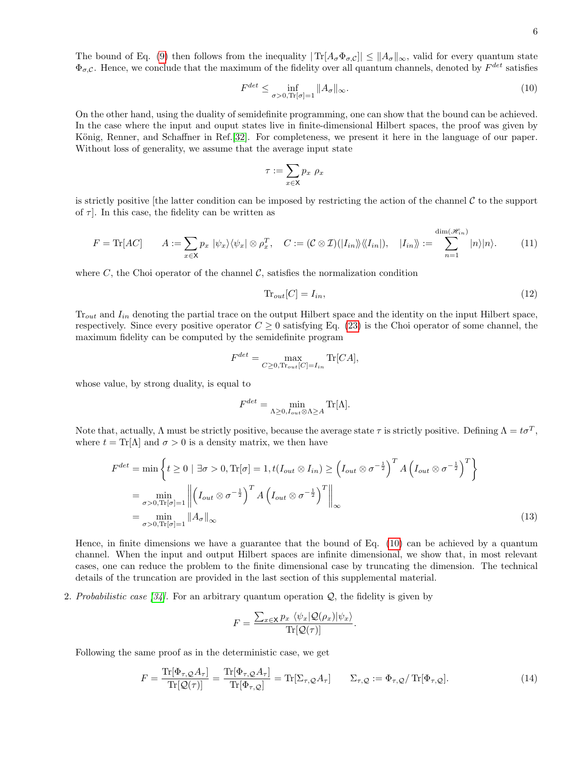The bound of Eq. (9) then follows from the inequality $|\operatorname{Tr}[A_\sigma \Phi_{\sigma,\mathcal{C}}]| \le \|A_\sigma\|_\infty$, valid for every quantum state $\Phi_{\sigma,\mathcal{C}}$. Hence, we conclude that the maximum of the fidelity over all quantum channels, denoted by $F^{det}$ satisfies

$$F^{det} \le \inf_{\sigma>0, \operatorname{Tr}[\sigma]=1} \|A_\sigma\|_\infty. \tag{10}$$

On the other hand, using the duality of semidefinite programming, one can show that the bound can be achieved. In the case where the input and ouput states live in finite-dimensional Hilbert spaces, the proof was given by König, Renner, and Schaffner in Ref.[32]. For completeness, we present it here in the language of our paper. Without loss of generality, we assume that the average input state

$$\tau := \sum_{x\in \mathsf{X}} p_x \ \rho_x$$

is strictly positive [the latter condition can be imposed by restricting the action of the channel $\mathcal{C}$ to the support of $\tau$]. In this case, the fidelity can be written as

$$F = \operatorname{Tr}[AC] \qquad A := \sum_{x\in\mathsf{X}} p_x \ |\psi_x\rangle\langle\psi_x| \otimes \rho_x^T, \quad C := (\mathcal{C}\otimes\mathcal{I})(|I_{in}\rangle\!\rangle\langle\!\langle I_{in}|), \quad |I_{in}\rangle\!\rangle := \sum_{n=1}^{\dim(\mathscr{H}_{in})} |n\rangle|n\rangle. \tag{11}$$

where $C$, the Choi operator of the channel $\mathcal{C}$, satisfies the normalization condition

$$\operatorname{Tr}_{out}[C] = I_{in}, \tag{12}$$

$\operatorname{Tr}_{out}$ and $I_{in}$ denoting the partial trace on the output Hilbert space and the identity on the input Hilbert space, respectively. Since every positive operator $C \ge 0$ satisfying Eq. (23) is the Choi operator of some channel, the maximum fidelity can be computed by the semidefinite program

$$F^{det} = \max_{C\ge 0, \operatorname{Tr}_{out}[C]=I_{in}} \operatorname{Tr}[CA],$$

whose value, by strong duality, is equal to

$$F^{det} = \min_{\Lambda\ge 0, I_{out}\otimes\Lambda \ge A} \operatorname{Tr}[\Lambda].$$

Note that, actually, $\Lambda$ must be strictly positive, because the average state $\tau$ is strictly positive. Defining $\Lambda = t\sigma^T$, where $t = \operatorname{Tr}[\Lambda]$ and $\sigma > 0$ is a density matrix, we then have

$$\begin{aligned}
F^{det} &= \min\left\{ t \ge 0 \mid \exists \sigma > 0, \operatorname{Tr}[\sigma] = 1, t(I_{out}\otimes I_{in}) \ge \left(I_{out}\otimes\sigma^{-\frac{1}{2}}\right)^T A \left(I_{out}\otimes\sigma^{-\frac{1}{2}}\right)^T \right\} \\
&= \min_{\sigma>0, \operatorname{Tr}[\sigma]=1} \left\| \left(I_{out}\otimes\sigma^{-\frac{1}{2}}\right)^T A \left(I_{out}\otimes\sigma^{-\frac{1}{2}}\right)^T \right\|_\infty \\
&= \min_{\sigma>0, \operatorname{Tr}[\sigma]=1} \|A_\sigma\|_\infty
\end{aligned} \tag{13}$$

Hence, in finite dimensions we have a guarantee that the bound of Eq. (10) can be achieved by a quantum channel. When the input and output Hilbert spaces are infinite dimensional, we show that, in most relevant cases, one can reduce the problem to the finite dimensional case by truncating the dimension. The technical details of the truncation are provided in the last section of this supplemental material.

2. *Probabilistic case [34]*. For an arbitrary quantum operation $\mathcal{Q}$, the fidelity is given by

$$F = \frac{\sum_{x\in\mathsf{X}} p_x \ \langle\psi_x|\mathcal{Q}(\rho_x)|\psi_x\rangle}{\operatorname{Tr}[\mathcal{Q}(\tau)]}.$$

Following the same proof as in the deterministic case, we get

$$F = \frac{\operatorname{Tr}[\Phi_{\tau,\mathcal{Q}} A_\tau]}{\operatorname{Tr}[\mathcal{Q}(\tau)]} = \frac{\operatorname{Tr}[\Phi_{\tau,\mathcal{Q}} A_\tau]}{\operatorname{Tr}[\Phi_{\tau,\mathcal{Q}}]} = \operatorname{Tr}[\Sigma_{\tau,\mathcal{Q}} A_\tau] \qquad \Sigma_{\tau,\mathcal{Q}} := \Phi_{\tau,\mathcal{Q}} / \operatorname{Tr}[\Phi_{\tau,\mathcal{Q}}]. \tag{14}$$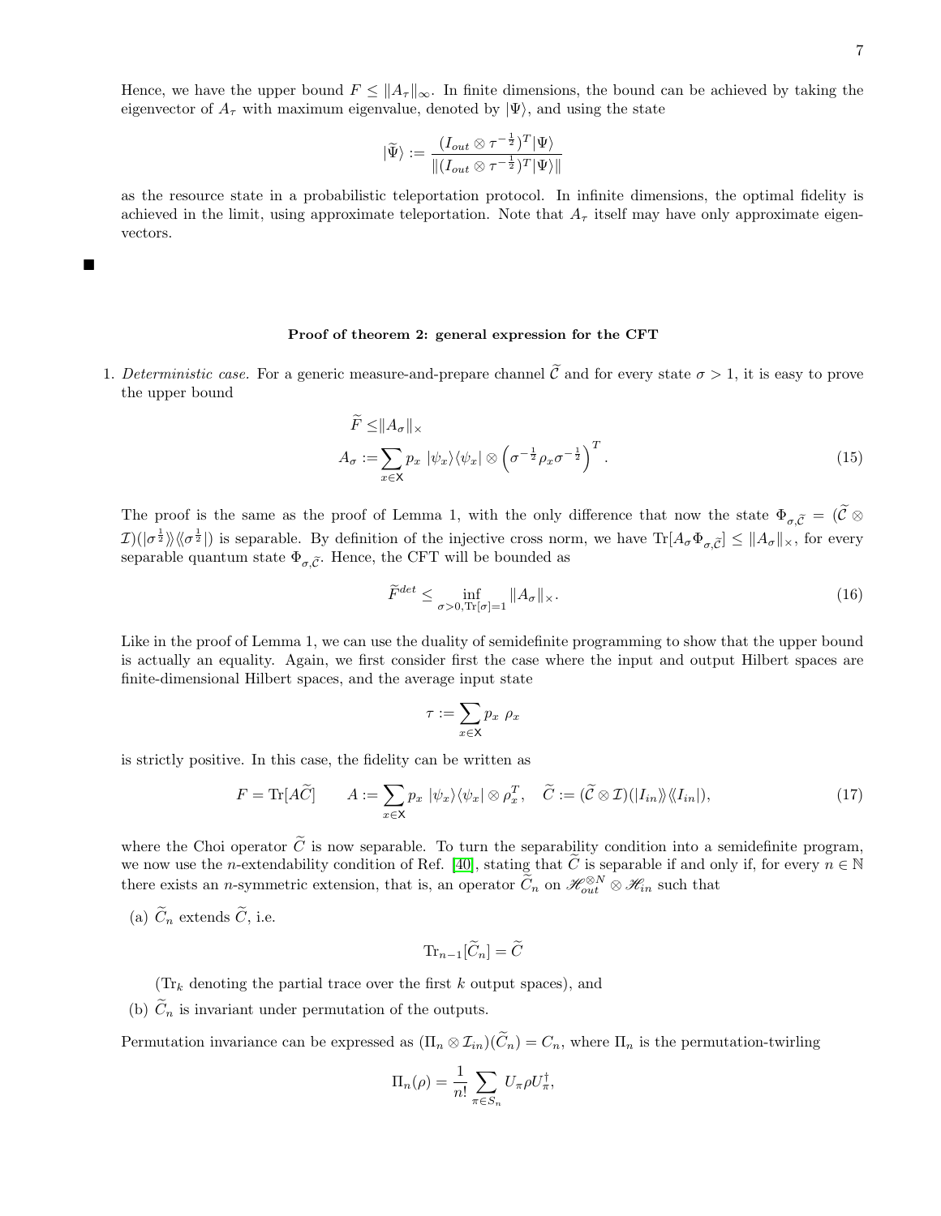Hence, we have the upper bound $F \leq \|A_\tau\|_\infty$. In finite dimensions, the bound can be achieved by taking the eigenvector of $A_\tau$ with maximum eigenvalue, denoted by $|\Psi\rangle$, and using the state

$$|\widetilde{\Psi}\rangle := \frac{(I_{out} \otimes \tau^{-\frac{1}{2}})^T |\Psi\rangle}{\|(I_{out} \otimes \tau^{-\frac{1}{2}})^T |\Psi\rangle\|}$$

as the resource state in a probabilistic teleportation protocol. In infinite dimensions, the optimal fidelity is achieved in the limit, using approximate teleportation. Note that $A_\tau$ itself may have only approximate eigenvectors.

■

**Proof of theorem 2: general expression for the CFT**

1. *Deterministic case.* For a generic measure-and-prepare channel $\widetilde{\mathcal{C}}$ and for every state $\sigma > 1$, it is easy to prove the upper bound

$$\begin{aligned}
\widetilde{F} \leq & \|A_\sigma\|_\times \\
A_\sigma := & \sum_{x \in \mathsf{X}} p_x \ |\psi_x\rangle\langle\psi_x| \otimes \left(\sigma^{-\frac{1}{2}} \rho_x \sigma^{-\frac{1}{2}}\right)^T .
\end{aligned} \tag{15}$$

The proof is the same as the proof of Lemma 1, with the only difference that now the state $\Phi_{\sigma,\widetilde{\mathcal{C}}} = (\widetilde{\mathcal{C}} \otimes \mathcal{I})(|\sigma^{\frac{1}{2}}\rangle\!\rangle\langle\!\langle \sigma^{\frac{1}{2}}|)$ is separable. By definition of the injective cross norm, we have $\mathrm{Tr}[A_\sigma \Phi_{\sigma,\widetilde{\mathcal{C}}}] \leq \|A_\sigma\|_\times$, for every separable quantum state $\Phi_{\sigma,\widetilde{\mathcal{C}}}$. Hence, the CFT will be bounded as

$$\widetilde{F}^{det} \leq \inf_{\sigma > 0, \mathrm{Tr}[\sigma]=1} \|A_\sigma\|_\times . \tag{16}$$

Like in the proof of Lemma 1, we can use the duality of semidefinite programming to show that the upper bound is actually an equality. Again, we first consider first the case where the input and output Hilbert spaces are finite-dimensional Hilbert spaces, and the average input state

$$\tau := \sum_{x \in \mathsf{X}} p_x \ \rho_x$$

is strictly positive. In this case, the fidelity can be written as

$$F = \mathrm{Tr}[A\widetilde{C}] \qquad A := \sum_{x \in \mathsf{X}} p_x \ |\psi_x\rangle\langle\psi_x| \otimes \rho_x^T, \quad \widetilde{C} := (\widetilde{\mathcal{C}} \otimes \mathcal{I})(|I_{in}\rangle\!\rangle\langle\!\langle I_{in}|), \tag{17}$$

where the Choi operator $\widetilde{C}$ is now separable. To turn the separability condition into a semidefinite program, we now use the $n$-extendability condition of Ref. [40], stating that $\widetilde{C}$ is separable if and only if, for every $n \in \mathbb{N}$ there exists an $n$-symmetric extension, that is, an operator $\widetilde{C}_n$ on $\mathscr{H}_{out}^{\otimes N} \otimes \mathscr{H}_{in}$ such that

(a) $\widetilde{C}_n$ extends $\widetilde{C}$, i.e.

$$\mathrm{Tr}_{n-1}[\widetilde{C}_n] = \widetilde{C}$$

($\mathrm{Tr}_k$ denoting the partial trace over the first $k$ output spaces), and

(b) $\widetilde{C}_n$ is invariant under permutation of the outputs.

Permutation invariance can be expressed as $(\Pi_n \otimes \mathcal{I}_{in})(\widetilde{C}_n) = C_n$, where $\Pi_n$ is the permutation-twirling

$$\Pi_n(\rho) = \frac{1}{n!} \sum_{\pi \in S_n} U_\pi \rho U_\pi^\dagger,$$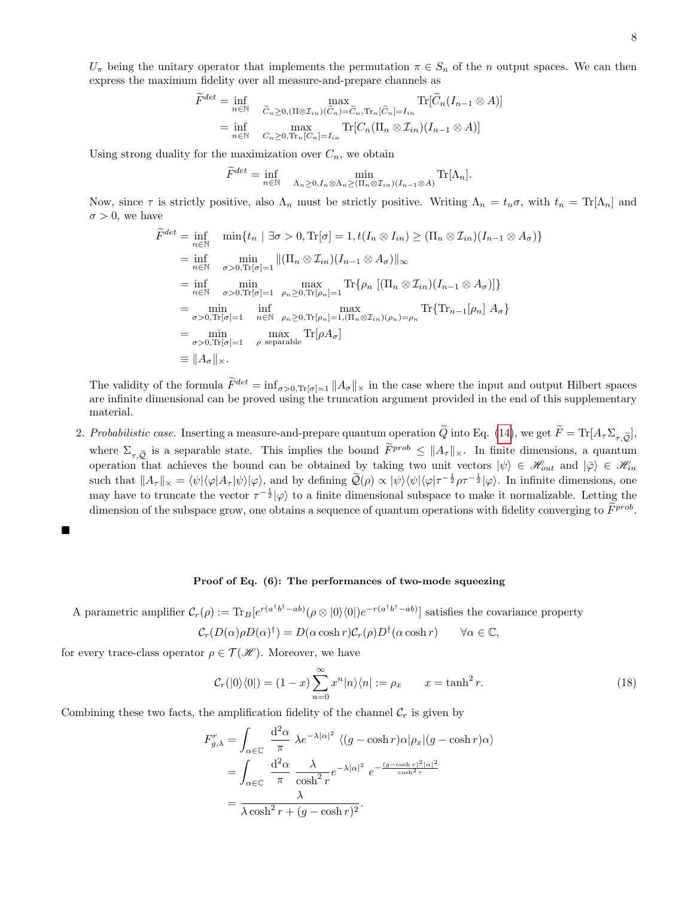$U_\pi$ being the unitary operator that implements the permutation $\pi \in S_n$ of the $n$ output spaces. We can then express the maximum fidelity over all measure-and-prepare channels as

$$
\begin{aligned}
\widetilde{F}^{det} &= \inf_{n\in\mathbb{N}} \max_{\widetilde{C}_n \geq 0, (\Pi\otimes\mathcal{I}_{in})(\widetilde{C}_n)=\widetilde{C}_n, \mathrm{Tr}_n[\widetilde{C}_n]=I_{in}} \mathrm{Tr}[\widetilde{C}_n(I_{n-1}\otimes A)] \\
&= \inf_{n\in\mathbb{N}} \max_{C_n\geq 0, \mathrm{Tr}_n[C_n]=I_{in}} \mathrm{Tr}[C_n(\Pi_n\otimes\mathcal{I}_{in})(I_{n-1}\otimes A)]
\end{aligned}
$$

Using strong duality for the maximization over $C_n$, we obtain

$$
\widetilde{F}^{det} = \inf_{n\in\mathbb{N}} \min_{\Lambda_n\geq 0, I_n\otimes\Lambda_n \geq (\Pi_n\otimes\mathcal{I}_{in})(I_{n-1}\otimes A)} \mathrm{Tr}[\Lambda_n].
$$

Now, since $\tau$ is strictly positive, also $\Lambda_n$ must be strictly positive. Writing $\Lambda_n = t_n\sigma$, with $t_n = \mathrm{Tr}[\Lambda_n]$ and $\sigma > 0$, we have

$$
\begin{aligned}
\widetilde{F}^{det} &= \inf_{n\in\mathbb{N}} \quad \min\{t_n \mid \exists\sigma>0, \mathrm{Tr}[\sigma]=1, t(I_n\otimes I_{in}) \geq (\Pi_n\otimes\mathcal{I}_{in})(I_{n-1}\otimes A_\sigma)\} \\
&= \inf_{n\in\mathbb{N}} \quad \min_{\sigma>0,\mathrm{Tr}[\sigma]=1} \|(\Pi_n\otimes\mathcal{I}_{in})(I_{n-1}\otimes A_\sigma)\|_\infty \\
&= \inf_{n\in\mathbb{N}} \quad \min_{\sigma>0,\mathrm{Tr}[\sigma]=1} \quad \max_{\rho_n\geq 0, \mathrm{Tr}[\rho_n]=1} \mathrm{Tr}\{\rho_n \ [(\Pi_n\otimes\mathcal{I}_{in})(I_{n-1}\otimes A_\sigma)]\} \\
&= \min_{\sigma>0,\mathrm{Tr}[\sigma]=1} \quad \inf_{n\in\mathbb{N}} \quad \max_{\rho_n\geq 0,\mathrm{Tr}[\rho_n]=1, (\Pi_n\otimes\mathcal{I}_{in})(\rho_n)=\rho_n} \mathrm{Tr}\{\mathrm{Tr}_{n-1}[\rho_n] \ A_\sigma\} \\
&= \min_{\sigma>0,\mathrm{Tr}[\sigma]=1} \quad \max_{\rho \text{ separable}} \mathrm{Tr}[\rho A_\sigma] \\
&\equiv \|A_\sigma\|_\times.
\end{aligned}
$$

The validity of the formula $\widetilde{F}^{det} = \inf_{\sigma>0,\mathrm{Tr}[\sigma]=1}\|A_\sigma\|_\times$ in the case where the input and output Hilbert spaces are infinite dimensional can be proved using the truncation argument provided in the end of this supplementary material.

2. *Probabilistic case.* Inserting a measure-and-prepare quantum operation $\widetilde{Q}$ into Eq. (14), we get $\widetilde{F} = \mathrm{Tr}[A_\tau \Sigma_{\tau,\widetilde{\mathcal{Q}}}]$, where $\Sigma_{\tau,\widetilde{\mathcal{Q}}}$ is a separable state. This implies the bound $\widetilde{F}^{prob} \leq \|A_\tau\|_\times$. In finite dimensions, a quantum operation that achieves the bound can be obtained by taking two unit vectors $|\psi\rangle \in \mathscr{H}_{out}$ and $|\bar{\varphi}\rangle \in \mathscr{H}_{in}$ such that $\|A_\tau\|_\times = \langle\psi|\langle\varphi|A_\tau|\psi\rangle|\varphi\rangle$, and by defining $\widetilde{\mathcal{Q}}(\rho) \propto |\psi\rangle\langle\psi|\langle\varphi|\tau^{-\frac{1}{2}}\rho\tau^{-\frac{1}{2}}|\varphi\rangle$. In infinite dimensions, one may have to truncate the vector $\tau^{-\frac{1}{2}}|\varphi\rangle$ to a finite dimensional subspace to make it normalizable. Letting the dimension of the subspace grow, one obtains a sequence of quantum operations with fidelity converging to $\widetilde{F}^{prob}$.

■

### Proof of Eq. (6): The performances of two-mode squeezing

A parametric amplifier $\mathcal{C}_r(\rho) := \mathrm{Tr}_B[e^{r(a^\dagger b^\dagger - ab)}(\rho\otimes|0\rangle\langle 0|)e^{-r(a^\dagger b^\dagger - ab)}]$ satisfies the covariance property

$$
\mathcal{C}_r(D(\alpha)\rho D(\alpha)^\dagger) = D(\alpha\cosh r)\mathcal{C}_r(\rho)D^\dagger(\alpha\cosh r) \qquad \forall\alpha\in\mathbb{C},
$$

for every trace-class operator $\rho \in \mathcal{T}(\mathscr{H})$. Moreover, we have

$$
\mathcal{C}_r(|0\rangle\langle 0|) = (1-x)\sum_{n=0}^{\infty} x^n|n\rangle\langle n| := \rho_x \qquad x = \tanh^2 r. \tag{18}
$$

Combining these two facts, the amplification fidelity of the channel $\mathcal{C}_r$ is given by

$$
\begin{aligned}
F^r_{g,\lambda} &= \int_{\alpha\in\mathbb{C}} \frac{\mathrm{d}^2\alpha}{\pi} \ \lambda e^{-\lambda|\alpha|^2} \ \langle(g-\cosh r)\alpha|\rho_x|(g-\cosh r)\alpha\rangle \\
&= \int_{\alpha\in\mathbb{C}} \frac{\mathrm{d}^2\alpha}{\pi} \ \frac{\lambda}{\cosh^2 r}e^{-\lambda|\alpha|^2} \ e^{-\frac{(g-\cosh r)^2|\alpha|^2}{\cosh^2 r}} \\
&= \frac{\lambda}{\lambda\cosh^2 r + (g-\cosh r)^2}.
\end{aligned}
$$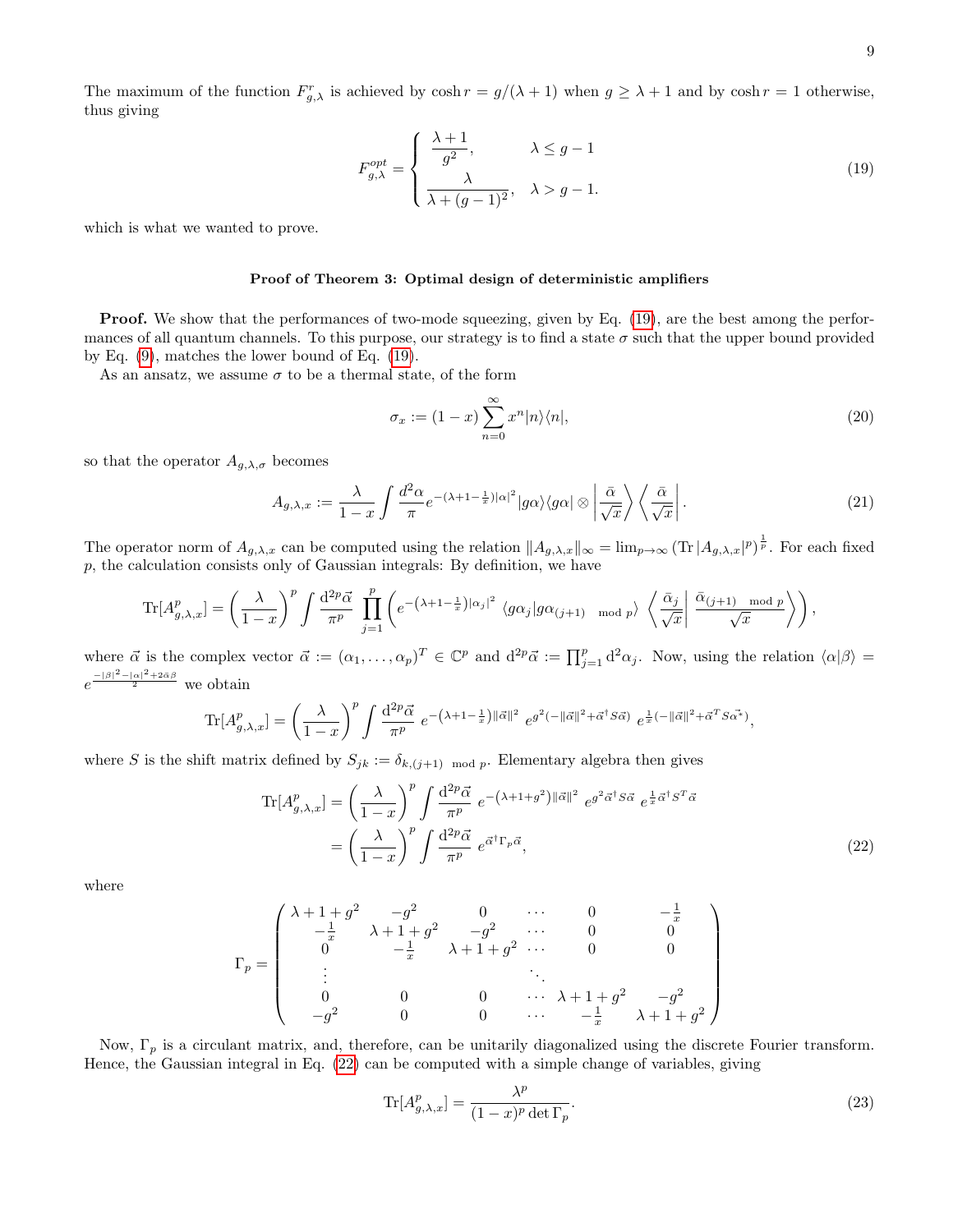The maximum of the function $F^r_{g,\lambda}$ is achieved by $\cosh r = g/(\lambda+1)$ when $g \geq \lambda + 1$ and by $\cosh r = 1$ otherwise, thus giving

$$F^{opt}_{g,\lambda} = \begin{cases} \dfrac{\lambda+1}{g^2}, & \lambda \leq g-1 \\ \dfrac{\lambda}{\lambda+(g-1)^2}, & \lambda > g-1. \end{cases} \tag{19}$$

which is what we wanted to prove.

### Proof of Theorem 3: Optimal design of deterministic amplifiers

**Proof.** We show that the performances of two-mode squeezing, given by Eq. (19), are the best among the performances of all quantum channels. To this purpose, our strategy is to find a state $\sigma$ such that the upper bound provided by Eq. (9), matches the lower bound of Eq. (19).

As an ansatz, we assume $\sigma$ to be a thermal state, of the form

$$\sigma_x := (1-x)\sum_{n=0}^{\infty} x^n |n\rangle\langle n|, \tag{20}$$

so that the operator $A_{g,\lambda,\sigma}$ becomes

$$A_{g,\lambda,x} := \frac{\lambda}{1-x}\int \frac{\mathrm{d}^2\alpha}{\pi} e^{-(\lambda+1-\frac{1}{x})|\alpha|^2} |g\alpha\rangle\langle g\alpha| \otimes \left|\frac{\bar{\alpha}}{\sqrt{x}}\right\rangle\left\langle\frac{\bar{\alpha}}{\sqrt{x}}\right|. \tag{21}$$

The operator norm of $A_{g,\lambda,x}$ can be computed using the relation $\|A_{g,\lambda,x}\|_\infty = \lim_{p\to\infty}\left(\mathrm{Tr}\,|A_{g,\lambda,x}|^p\right)^{\frac{1}{p}}$. For each fixed $p$, the calculation consists only of Gaussian integrals: By definition, we have

$$\mathrm{Tr}[A^p_{g,\lambda,x}] = \left(\frac{\lambda}{1-x}\right)^p \int \frac{\mathrm{d}^{2p}\vec{\alpha}}{\pi^p} \prod_{j=1}^{p}\left( e^{-\left(\lambda+1-\frac{1}{x}\right)|\alpha_j|^2} \langle g\alpha_j | g\alpha_{(j+1) \mod p}\rangle \left\langle \frac{\bar{\alpha}_j}{\sqrt{x}}\middle| \frac{\bar{\alpha}_{(j+1) \mod p}}{\sqrt{x}}\right\rangle\right),$$

where $\vec{\alpha}$ is the complex vector $\vec{\alpha} := (\alpha_1, \ldots, \alpha_p)^T \in \mathbb{C}^p$ and $\mathrm{d}^{2p}\vec{\alpha} := \prod_{j=1}^p \mathrm{d}^2\alpha_j$. Now, using the relation $\langle\alpha|\beta\rangle = e^{\frac{-|\beta|^2-|\alpha|^2+2\bar{\alpha}\beta}{2}}$ we obtain

$$\mathrm{Tr}[A^p_{g,\lambda,x}] = \left(\frac{\lambda}{1-x}\right)^p \int \frac{\mathrm{d}^{2p}\vec{\alpha}}{\pi^p}\, e^{-\left(\lambda+1-\frac{1}{x}\right)\|\vec{\alpha}\|^2}\, e^{g^2(-\|\vec{\alpha}\|^2+\vec{\alpha}^\dagger S\vec{\alpha})}\, e^{\frac{1}{x}(-\|\vec{\alpha}\|^2+\vec{\alpha}^T S\vec{\alpha}^*)},$$

where $S$ is the shift matrix defined by $S_{jk} := \delta_{k,(j+1) \mod p}$. Elementary algebra then gives

$$\begin{aligned}
\mathrm{Tr}[A^p_{g,\lambda,x}] &= \left(\frac{\lambda}{1-x}\right)^p \int \frac{\mathrm{d}^{2p}\vec{\alpha}}{\pi^p}\, e^{-\left(\lambda+1+g^2\right)\|\vec{\alpha}\|^2}\, e^{g^2\vec{\alpha}^\dagger S\vec{\alpha}}\, e^{\frac{1}{x}\vec{\alpha}^\dagger S^T\vec{\alpha}} \\
&= \left(\frac{\lambda}{1-x}\right)^p \int \frac{\mathrm{d}^{2p}\vec{\alpha}}{\pi^p}\, e^{\vec{\alpha}^\dagger\Gamma_p\vec{\alpha}},
\end{aligned} \tag{22}$$

where

$$\Gamma_p = \begin{pmatrix}
\lambda+1+g^2 & -g^2 & 0 & \cdots & 0 & -\frac{1}{x} \\
-\frac{1}{x} & \lambda+1+g^2 & -g^2 & \cdots & 0 & 0 \\
0 & -\frac{1}{x} & \lambda+1+g^2 & \cdots & 0 & 0 \\
\vdots & & & \ddots & & \\
0 & 0 & 0 & \cdots & \lambda+1+g^2 & -g^2 \\
-g^2 & 0 & 0 & \cdots & -\frac{1}{x} & \lambda+1+g^2
\end{pmatrix}$$

Now, $\Gamma_p$ is a circulant matrix, and, therefore, can be unitarily diagonalized using the discrete Fourier transform. Hence, the Gaussian integral in Eq. (22) can be computed with a simple change of variables, giving

$$\mathrm{Tr}[A^p_{g,\lambda,x}] = \frac{\lambda^p}{(1-x)^p\det\Gamma_p}. \tag{23}$$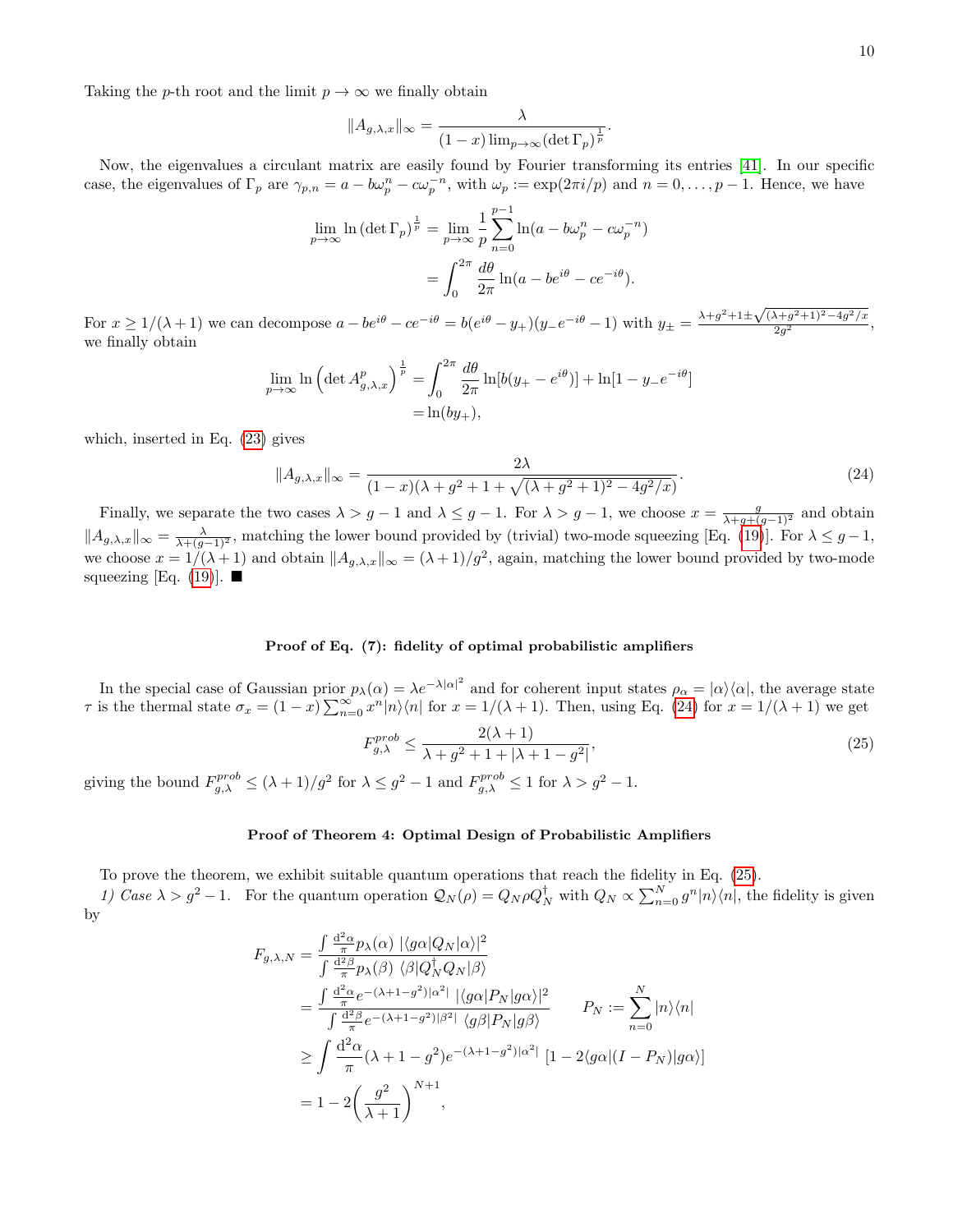Taking the $p$-th root and the limit $p \to \infty$ we finally obtain

$$\|A_{g,\lambda,x}\|_\infty = \frac{\lambda}{(1-x)\lim_{p\to\infty}(\det \Gamma_p)^{\frac{1}{p}}}.$$

Now, the eigenvalues a circulant matrix are easily found by Fourier transforming its entries [41]. In our specific case, the eigenvalues of $\Gamma_p$ are $\gamma_{p,n} = a - b\omega_p^n - c\omega_p^{-n}$, with $\omega_p := \exp(2\pi i/p)$ and $n = 0, \ldots, p-1$. Hence, we have

$$\begin{aligned}
\lim_{p\to\infty} \ln\left(\det \Gamma_p\right)^{\frac{1}{p}} &= \lim_{p\to\infty} \frac{1}{p}\sum_{n=0}^{p-1} \ln(a - b\omega_p^n - c\omega_p^{-n}) \\
&= \int_0^{2\pi} \frac{d\theta}{2\pi} \ln(a - be^{i\theta} - ce^{-i\theta}).
\end{aligned}$$

For $x \geq 1/(\lambda+1)$ we can decompose $a - be^{i\theta} - ce^{-i\theta} = b(e^{i\theta} - y_+)(y_- e^{-i\theta} - 1)$ with $y_\pm = \frac{\lambda+g^2+1\pm\sqrt{(\lambda+g^2+1)^2-4g^2/x}}{2g^2}$, we finally obtain

$$\begin{aligned}
\lim_{p\to\infty} \ln\left(\det A_{g,\lambda,x}^p\right)^{\frac{1}{p}} &= \int_0^{2\pi} \frac{d\theta}{2\pi} \ln[b(y_+ - e^{i\theta})] + \ln[1 - y_- e^{-i\theta}] \\
&= \ln(by_+),
\end{aligned}$$

which, inserted in Eq. (23) gives

$$\|A_{g,\lambda,x}\|_\infty = \frac{2\lambda}{(1-x)(\lambda+g^2+1+\sqrt{(\lambda+g^2+1)^2-4g^2/x})}. \tag{24}$$

Finally, we separate the two cases $\lambda > g-1$ and $\lambda \leq g-1$. For $\lambda > g-1$, we choose $x = \frac{g}{\lambda+g+(g-1)^2}$ and obtain $\|A_{g,\lambda,x}\|_\infty = \frac{\lambda}{\lambda+(g-1)^2}$, matching the lower bound provided by (trivial) two-mode squeezing [Eq. (19)]. For $\lambda \leq g-1$, we choose $x = 1/(\lambda+1)$ and obtain $\|A_{g,\lambda,x}\|_\infty = (\lambda+1)/g^2$, again, matching the lower bound provided by two-mode squeezing [Eq. (19)]. ■

### Proof of Eq. (7): fidelity of optimal probabilistic amplifiers

In the special case of Gaussian prior $p_\lambda(\alpha) = \lambda e^{-\lambda|\alpha|^2}$ and for coherent input states $\rho_\alpha = |\alpha\rangle\langle\alpha|$, the average state $\tau$ is the thermal state $\sigma_x = (1-x)\sum_{n=0}^\infty x^n|n\rangle\langle n|$ for $x = 1/(\lambda+1)$. Then, using Eq. (24) for $x = 1/(\lambda+1)$ we get

$$F_{g,\lambda}^{prob} \leq \frac{2(\lambda+1)}{\lambda+g^2+1+|\lambda+1-g^2|}, \tag{25}$$

giving the bound $F_{g,\lambda}^{prob} \leq (\lambda+1)/g^2$ for $\lambda \leq g^2-1$ and $F_{g,\lambda}^{prob} \leq 1$ for $\lambda > g^2-1$.

### Proof of Theorem 4: Optimal Design of Probabilistic Amplifiers

To prove the theorem, we exhibit suitable quantum operations that reach the fidelity in Eq. (25).

*1) Case $\lambda > g^2 - 1$.* For the quantum operation $\mathcal{Q}_N(\rho) = Q_N\rho Q_N^\dagger$ with $Q_N \propto \sum_{n=0}^N g^n|n\rangle\langle n|$, the fidelity is given by

$$\begin{aligned}
F_{g,\lambda,N} &= \frac{\int \frac{\mathrm{d}^2\alpha}{\pi} p_\lambda(\alpha)\ |\langle g\alpha|Q_N|\alpha\rangle|^2}{\int \frac{\mathrm{d}^2\beta}{\pi} p_\lambda(\beta)\ \langle\beta|Q_N^\dagger Q_N|\beta\rangle} \\
&= \frac{\int \frac{\mathrm{d}^2\alpha}{\pi} e^{-(\lambda+1-g^2)|\alpha^2|}\ |\langle g\alpha|P_N|g\alpha\rangle|^2}{\int \frac{\mathrm{d}^2\beta}{\pi} e^{-(\lambda+1-g^2)|\beta^2|}\ \langle g\beta|P_N|g\beta\rangle} \qquad P_N := \sum_{n=0}^N |n\rangle\langle n| \\
&\geq \int \frac{\mathrm{d}^2\alpha}{\pi} (\lambda+1-g^2)e^{-(\lambda+1-g^2)|\alpha^2|}\ [1 - 2\langle g\alpha|(I-P_N)|g\alpha\rangle] \\
&= 1 - 2\left(\frac{g^2}{\lambda+1}\right)^{N+1},
\end{aligned}$$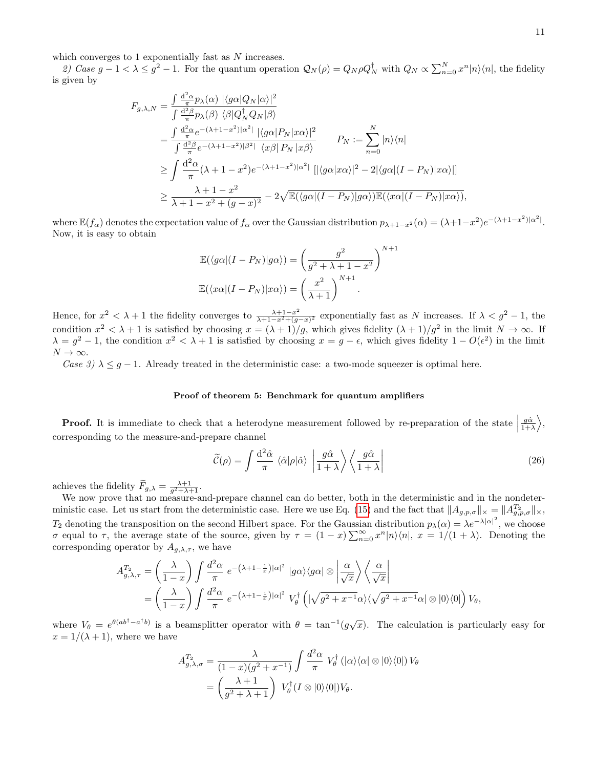which converges to 1 exponentially fast as $N$ increases.

*2) Case $g-1<\lambda\le g^2-1$.* For the quantum operation $\mathcal{Q}_N(\rho)=Q_N\rho Q_N^\dagger$ with $Q_N\propto\sum_{n=0}^N x^n|n\rangle\langle n|$, the fidelity is given by

$$
\begin{aligned}
F_{g,\lambda,N} &= \frac{\int \frac{\mathrm{d}^2\alpha}{\pi} p_\lambda(\alpha)\ |\langle g\alpha|Q_N|\alpha\rangle|^2}{\int \frac{\mathrm{d}^2\beta}{\pi} p_\lambda(\beta)\ \langle\beta|Q_N^\dagger Q_N|\beta\rangle} \\
&= \frac{\int \frac{\mathrm{d}^2\alpha}{\pi} e^{-(\lambda+1-x^2)|\alpha|^2}\ |\langle g\alpha|P_N|x\alpha\rangle|^2}{\int \frac{\mathrm{d}^2\beta}{\pi} e^{-(\lambda+1-x^2)|\beta^2|}\ \langle x\beta|\,P_N\,|x\beta\rangle} \qquad P_N:=\sum_{n=0}^N|n\rangle\langle n| \\
&\ge \int \frac{\mathrm{d}^2\alpha}{\pi}(\lambda+1-x^2)e^{-(\lambda+1-x^2)|\alpha|^2}\ [|\langle g\alpha|x\alpha\rangle|^2-2|\langle g\alpha|(I-P_N)|x\alpha\rangle|] \\
&\ge \frac{\lambda+1-x^2}{\lambda+1-x^2+(g-x)^2}-2\sqrt{\mathbb{E}(\langle g\alpha|(I-P_N)|g\alpha\rangle)\mathbb{E}(\langle x\alpha|(I-P_N)|x\alpha\rangle)},
\end{aligned}
$$

where $\mathbb{E}(f_\alpha)$ denotes the expectation value of $f_\alpha$ over the Gaussian distribution $p_{\lambda+1-x^2}(\alpha)=(\lambda+1-x^2)e^{-(\lambda+1-x^2)|\alpha^2|}$. Now, it is easy to obtain

$$
\begin{aligned}
\mathbb{E}(\langle g\alpha|(I-P_N)|g\alpha\rangle) &= \left(\frac{g^2}{g^2+\lambda+1-x^2}\right)^{N+1} \\
\mathbb{E}(\langle x\alpha|(I-P_N)|x\alpha\rangle) &= \left(\frac{x^2}{\lambda+1}\right)^{N+1}.
\end{aligned}
$$

Hence, for $x^2<\lambda+1$ the fidelity converges to $\frac{\lambda+1-x^2}{\lambda+1-x^2+(g-x)^2}$ exponentially fast as $N$ increases. If $\lambda<g^2-1$, the condition $x^2<\lambda+1$ is satisfied by choosing $x=(\lambda+1)/g$, which gives fidelity $(\lambda+1)/g^2$ in the limit $N\to\infty$. If $\lambda=g^2-1$, the condition $x^2<\lambda+1$ is satisfied by choosing $x=g-\epsilon$, which gives fidelity $1-O(\epsilon^2)$ in the limit $N\to\infty$.

*Case 3) $\lambda\le g-1$.* Already treated in the deterministic case: a two-mode squeezer is optimal here.

### Proof of theorem 5: Benchmark for quantum amplifiers

**Proof.** It is immediate to check that a heterodyne measurement followed by re-preparation of the state $\left|\frac{g\hat\alpha}{1+\lambda}\right\rangle$, corresponding to the measure-and-prepare channel

$$
\widetilde{\mathcal{C}}(\rho)=\int\frac{\mathrm{d}^2\hat\alpha}{\pi}\ \langle\hat\alpha|\rho|\hat\alpha\rangle\ \left|\frac{g\hat\alpha}{1+\lambda}\right\rangle\left\langle\frac{g\hat\alpha}{1+\lambda}\right| \tag{26}
$$

achieves the fidelity $\widetilde{F}_{g,\lambda}=\frac{\lambda+1}{g^2+\lambda+1}$.

We now prove that no measure-and-prepare channel can do better, both in the deterministic and in the nondeterministic case. Let us start from the deterministic case. Here we use Eq. (15) and the fact that $\|A_{g,p,\sigma}\|_\times=\|A_{g,p,\sigma}^{T_2}\|_\times$, $T_2$ denoting the transposition on the second Hilbert space. For the Gaussian distribution $p_\lambda(\alpha)=\lambda e^{-\lambda|\alpha|^2}$, we choose $\sigma$ equal to $\tau$, the average state of the source, given by $\tau=(1-x)\sum_{n=0}^\infty x^n|n\rangle\langle n|$, $x=1/(1+\lambda)$. Denoting the corresponding operator by $A_{g,\lambda,\tau}$, we have

$$
\begin{aligned}
A_{g,\lambda,\tau}^{T_2} &= \left(\frac{\lambda}{1-x}\right)\int\frac{d^2\alpha}{\pi}\ e^{-\left(\lambda+1-\frac{1}{x}\right)|\alpha|^2}\ |g\alpha\rangle\langle g\alpha|\otimes\left|\frac{\alpha}{\sqrt{x}}\right\rangle\left\langle\frac{\alpha}{\sqrt{x}}\right| \\
&= \left(\frac{\lambda}{1-x}\right)\int\frac{d^2\alpha}{\pi}\ e^{-\left(\lambda+1-\frac{1}{x}\right)|\alpha|^2}\ V_\theta^\dagger\left(|\sqrt{g^2+x^{-1}}\alpha\rangle\langle\sqrt{g^2+x^{-1}}\alpha|\otimes|0\rangle\langle 0|\right)V_\theta,
\end{aligned}
$$

where $V_\theta=e^{\theta(ab^\dagger-a^\dagger b)}$ is a beamsplitter operator with $\theta=\tan^{-1}(g\sqrt{x})$. The calculation is particularly easy for $x=1/(\lambda+1)$, where we have

$$
\begin{aligned}
A_{g,\lambda,\sigma}^{T_2} &= \frac{\lambda}{(1-x)(g^2+x^{-1})}\int\frac{d^2\alpha}{\pi}\ V_\theta^\dagger\left(|\alpha\rangle\langle\alpha|\otimes|0\rangle\langle 0|\right)V_\theta \\
&= \left(\frac{\lambda+1}{g^2+\lambda+1}\right)\ V_\theta^\dagger(I\otimes|0\rangle\langle 0|)V_\theta.
\end{aligned}
$$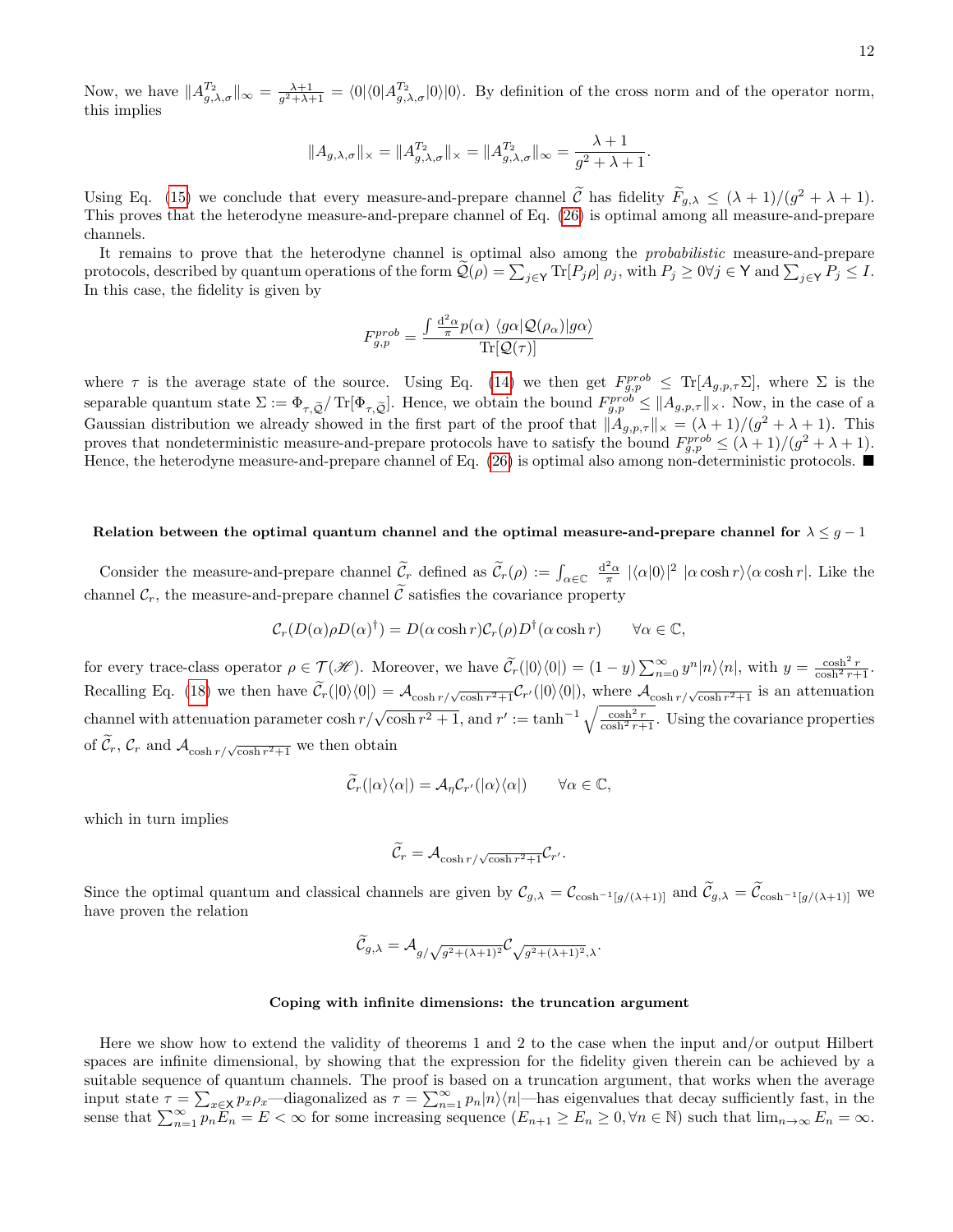Now, we have $\|A^{T_2}_{g,\lambda,\sigma}\|_\infty = \frac{\lambda+1}{g^2+\lambda+1} = \langle 0|\langle 0|A^{T_2}_{g,\lambda,\sigma}|0\rangle|0\rangle$. By definition of the cross norm and of the operator norm, this implies

$$\|A_{g,\lambda,\sigma}\|_\times = \|A^{T_2}_{g,\lambda,\sigma}\|_\times = \|A^{T_2}_{g,\lambda,\sigma}\|_\infty = \frac{\lambda+1}{g^2+\lambda+1}.$$

Using Eq. (15) we conclude that every measure-and-prepare channel $\widetilde{\mathcal{C}}$ has fidelity $\widetilde{F}_{g,\lambda} \leq (\lambda+1)/(g^2+\lambda+1)$. This proves that the heterodyne measure-and-prepare channel of Eq. (26) is optimal among all measure-and-prepare channels.

It remains to prove that the heterodyne channel is optimal also among the *probabilistic* measure-and-prepare protocols, described by quantum operations of the form $\widetilde{\mathcal{Q}}(\rho) = \sum_{j\in \mathsf{Y}} \mathrm{Tr}[P_j\rho]\,\rho_j$, with $P_j \geq 0 \forall j \in \mathsf{Y}$ and $\sum_{j\in\mathsf{Y}} P_j \leq I$. In this case, the fidelity is given by

$$F^{prob}_{g,p} = \frac{\int \frac{\mathrm{d}^2\alpha}{\pi} p(\alpha)\, \langle g\alpha|\mathcal{Q}(\rho_\alpha)|g\alpha\rangle}{\mathrm{Tr}[\mathcal{Q}(\tau)]}$$

where $\tau$ is the average state of the source. Using Eq. (14) we then get $F^{prob}_{g,p} \leq \mathrm{Tr}[A_{g,p,\tau}\Sigma]$, where $\Sigma$ is the separable quantum state $\Sigma := \Phi_{\tau,\widetilde{\mathcal{Q}}}/\,\mathrm{Tr}[\Phi_{\tau,\widetilde{\mathcal{Q}}}]$. Hence, we obtain the bound $F^{prob}_{g,p} \leq \|A_{g,p,\tau}\|_\times$. Now, in the case of a Gaussian distribution we already showed in the first part of the proof that $\|A_{g,p,\tau}\|_\times = (\lambda+1)/(g^2+\lambda+1)$. This proves that nondeterministic measure-and-prepare protocols have to satisfy the bound $F^{prob}_{g,p} \leq (\lambda+1)/(g^2+\lambda+1)$. Hence, the heterodyne measure-and-prepare channel of Eq. (26) is optimal also among non-deterministic protocols. ■

#### Relation between the optimal quantum channel and the optimal measure-and-prepare channel for $\lambda \leq g-1$

Consider the measure-and-prepare channel $\widetilde{\mathcal{C}}_r$ defined as $\widetilde{\mathcal{C}}_r(\rho) := \int_{\alpha\in\mathbb{C}} \frac{\mathrm{d}^2\alpha}{\pi}\, |\langle\alpha|0\rangle|^2\, |\alpha\cosh r\rangle\langle\alpha\cosh r|$. Like the channel $\mathcal{C}_r$, the measure-and-prepare channel $\widetilde{\mathcal{C}}$ satisfies the covariance property

$$\mathcal{C}_r(D(\alpha)\rho D(\alpha)^\dagger) = D(\alpha\cosh r)\mathcal{C}_r(\rho)D^\dagger(\alpha\cosh r) \qquad \forall \alpha\in\mathbb{C},$$

for every trace-class operator $\rho\in\mathcal{T}(\mathscr{H})$. Moreover, we have $\widetilde{\mathcal{C}}_r(|0\rangle\langle 0|) = (1-y)\sum_{n=0}^\infty y^n|n\rangle\langle n|$, with $y = \frac{\cosh^2 r}{\cosh^2 r+1}$. Recalling Eq. (18) we then have $\widetilde{\mathcal{C}}_r(|0\rangle\langle 0|) = \mathcal{A}_{\cosh r/\sqrt{\cosh r^2+1}}\mathcal{C}_{r'}(|0\rangle\langle 0|)$, where $\mathcal{A}_{\cosh r/\sqrt{\cosh r^2+1}}$ is an attenuation channel with attenuation parameter $\cosh r/\sqrt{\cosh r^2+1}$, and $r' := \tanh^{-1}\sqrt{\frac{\cosh^2 r}{\cosh^2 r+1}}$. Using the covariance properties of $\widetilde{\mathcal{C}}_r$, $\mathcal{C}_r$ and $\mathcal{A}_{\cosh r/\sqrt{\cosh r^2+1}}$ we then obtain

$$\widetilde{\mathcal{C}}_r(|\alpha\rangle\langle\alpha|) = \mathcal{A}_\eta\mathcal{C}_{r'}(|\alpha\rangle\langle\alpha|) \qquad \forall\alpha\in\mathbb{C},$$

which in turn implies

$$\widetilde{\mathcal{C}}_r = \mathcal{A}_{\cosh r/\sqrt{\cosh r^2+1}}\mathcal{C}_{r'}.$$

Since the optimal quantum and classical channels are given by $\mathcal{C}_{g,\lambda} = \mathcal{C}_{\cosh^{-1}[g/(\lambda+1)]}$ and $\widetilde{\mathcal{C}}_{g,\lambda} = \widetilde{\mathcal{C}}_{\cosh^{-1}[g/(\lambda+1)]}$ we have proven the relation

$$\widetilde{\mathcal{C}}_{g,\lambda} = \mathcal{A}_{g/\sqrt{g^2+(\lambda+1)^2}}\mathcal{C}_{\sqrt{g^2+(\lambda+1)^2},\lambda}.$$

#### Coping with infinite dimensions: the truncation argument

Here we show how to extend the validity of theorems 1 and 2 to the case when the input and/or output Hilbert spaces are infinite dimensional, by showing that the expression for the fidelity given therein can be achieved by a suitable sequence of quantum channels. The proof is based on a truncation argument, that works when the average input state $\tau = \sum_{x\in\mathsf{X}} p_x\rho_x$—diagonalized as $\tau = \sum_{n=1}^\infty p_n|n\rangle\langle n|$—has eigenvalues that decay sufficiently fast, in the sense that $\sum_{n=1}^\infty p_nE_n = E < \infty$ for some increasing sequence ($E_{n+1} \geq E_n \geq 0, \forall n\in\mathbb{N}$) such that $\lim_{n\to\infty} E_n = \infty$.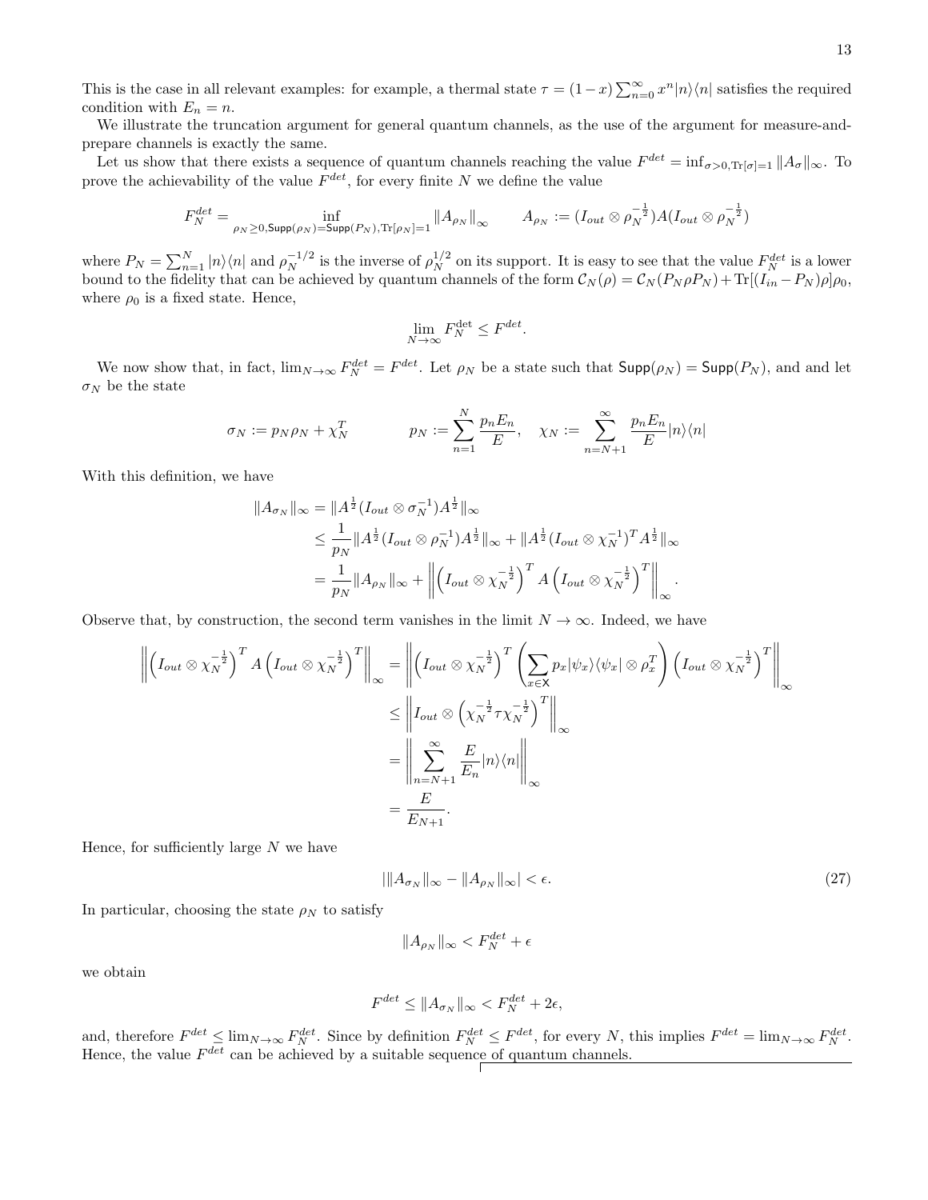This is the case in all relevant examples: for example, a thermal state $\tau = (1-x)\sum_{n=0}^{\infty} x^n |n\rangle\langle n|$ satisfies the required condition with $E_n = n$.

We illustrate the truncation argument for general quantum channels, as the use of the argument for measure-and-prepare channels is exactly the same.

Let us show that there exists a sequence of quantum channels reaching the value $F^{det} = \inf_{\sigma>0, \mathrm{Tr}[\sigma]=1} \|A_\sigma\|_\infty$. To prove the achievability of the value $F^{det}$, for every finite $N$ we define the value

$$F_N^{det} = \inf_{\rho_N \geq 0, \mathsf{Supp}(\rho_N)=\mathsf{Supp}(P_N), \mathrm{Tr}[\rho_N]=1} \|A_{\rho_N}\|_\infty \qquad A_{\rho_N} := (I_{out} \otimes \rho_N^{-\frac{1}{2}}) A (I_{out} \otimes \rho_N^{-\frac{1}{2}})$$

where $P_N = \sum_{n=1}^{N} |n\rangle\langle n|$ and $\rho_N^{-1/2}$ is the inverse of $\rho_N^{1/2}$ on its support. It is easy to see that the value $F_N^{det}$ is a lower bound to the fidelity that can be achieved by quantum channels of the form $\mathcal{C}_N(\rho) = \mathcal{C}_N(P_N \rho P_N) + \mathrm{Tr}[(I_{in} - P_N)\rho]\rho_0$, where $\rho_0$ is a fixed state. Hence,

$$\lim_{N\to\infty} F_N^{\det} \leq F^{det}.$$

We now show that, in fact, $\lim_{N\to\infty} F_N^{det} = F^{det}$. Let $\rho_N$ be a state such that $\mathsf{Supp}(\rho_N) = \mathsf{Supp}(P_N)$, and and let $\sigma_N$ be the state

$$\sigma_N := p_N \rho_N + \chi_N^T \qquad\qquad p_N := \sum_{n=1}^{N} \frac{p_n E_n}{E}, \quad \chi_N := \sum_{n=N+1}^{\infty} \frac{p_n E_n}{E} |n\rangle\langle n|$$

With this definition, we have

$$\begin{aligned}
\|A_{\sigma_N}\|_\infty &= \|A^{\frac{1}{2}}(I_{out} \otimes \sigma_N^{-1})A^{\frac{1}{2}}\|_\infty \\
&\leq \frac{1}{p_N}\|A^{\frac{1}{2}}(I_{out} \otimes \rho_N^{-1})A^{\frac{1}{2}}\|_\infty + \|A^{\frac{1}{2}}(I_{out} \otimes \chi_N^{-1})^T A^{\frac{1}{2}}\|_\infty \\
&= \frac{1}{p_N}\|A_{\rho_N}\|_\infty + \left\| \left(I_{out} \otimes \chi_N^{-\frac{1}{2}}\right)^T A \left(I_{out} \otimes \chi_N^{-\frac{1}{2}}\right)^T \right\|_\infty .
\end{aligned}$$

Observe that, by construction, the second term vanishes in the limit $N \to \infty$. Indeed, we have

$$\begin{aligned}
\left\| \left(I_{out} \otimes \chi_N^{-\frac{1}{2}}\right)^T A \left(I_{out} \otimes \chi_N^{-\frac{1}{2}}\right)^T \right\|_\infty &= \left\| \left(I_{out} \otimes \chi_N^{-\frac{1}{2}}\right)^T \left(\sum_{x\in\mathsf{X}} p_x |\psi_x\rangle\langle\psi_x| \otimes \rho_x^T\right) \left(I_{out} \otimes \chi_N^{-\frac{1}{2}}\right)^T \right\|_\infty \\
&\leq \left\| I_{out} \otimes \left(\chi_N^{-\frac{1}{2}} \tau \chi_N^{-\frac{1}{2}}\right)^T \right\|_\infty \\
&= \left\| \sum_{n=N+1}^{\infty} \frac{E}{E_n} |n\rangle\langle n| \right\|_\infty \\
&= \frac{E}{E_{N+1}}.
\end{aligned}$$

Hence, for sufficiently large $N$ we have

$$|\|A_{\sigma_N}\|_\infty - \|A_{\rho_N}\|_\infty| < \epsilon. \tag{27}$$

In particular, choosing the state $\rho_N$ to satisfy

$$\|A_{\rho_N}\|_\infty < F_N^{det} + \epsilon$$

we obtain

$$F^{det} \leq \|A_{\sigma_N}\|_\infty < F_N^{det} + 2\epsilon,$$

and, therefore $F^{det} \leq \lim_{N\to\infty} F_N^{det}$. Since by definition $F_N^{det} \leq F^{det}$, for every $N$, this implies $F^{det} = \lim_{N\to\infty} F_N^{det}$. Hence, the value $F^{det}$ can be achieved by a suitable sequence of quantum channels.